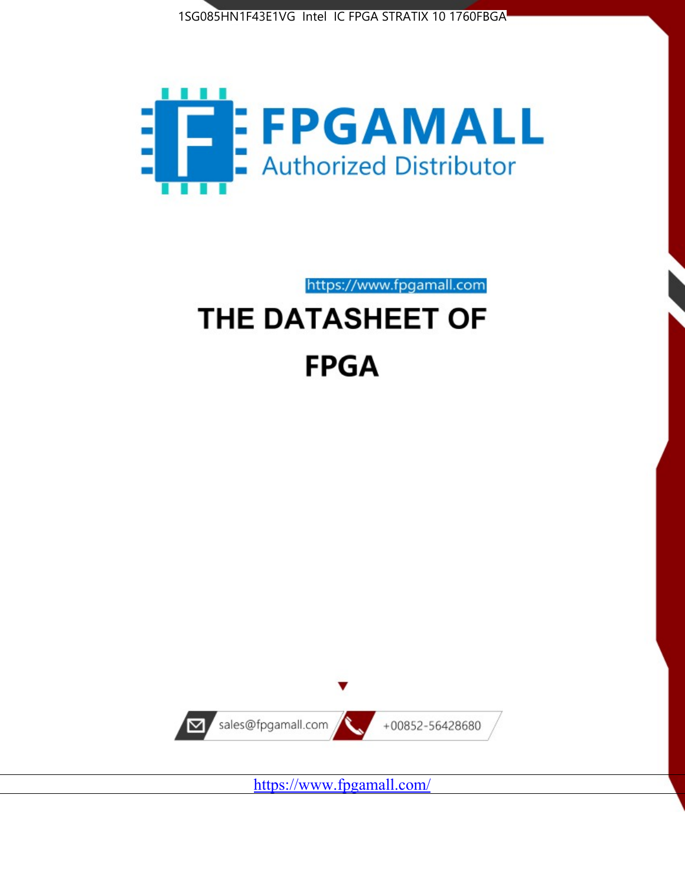1SG085HN1F43E1VG Intel IC FPGA STRATIX 10 1760FBGA

FPGAMALL

Authorized Distributor

https://www.fpgamall.com

# THE DATASHEET OF

# FPGA

sales@fpgamall.com

+00852-56428680

https://www.fpgamall.com/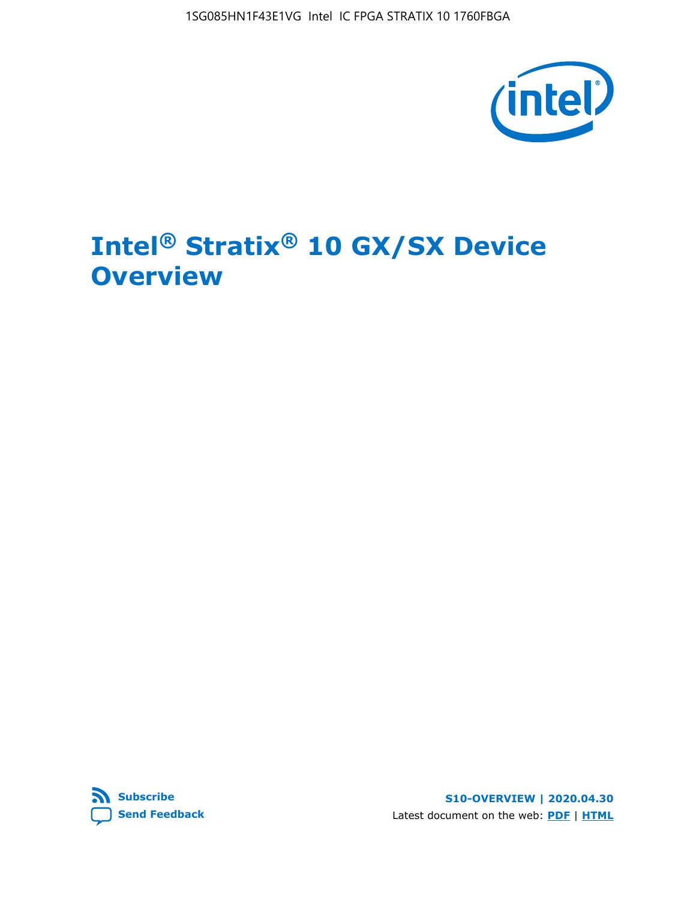# Intel® Stratix® 10 GX/SX Device Overview

S10-OVERVIEW | 2020.04.30

Latest document on the web: PDF | HTML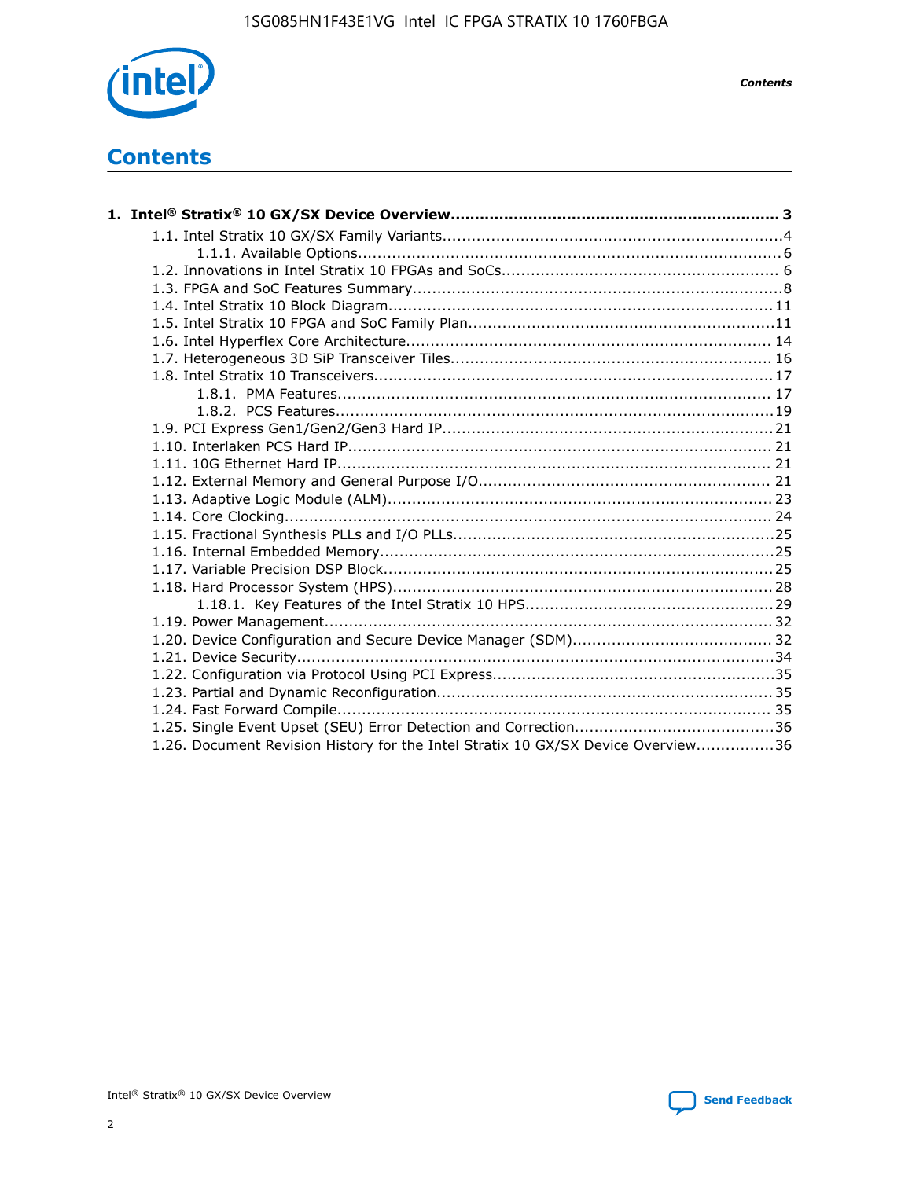# Contents

**1. Intel® Stratix® 10 GX/SX Device Overview....................................................................3**

- 1.1. Intel Stratix 10 GX/SX Family Variants......................................................................4
  - 1.1.1. Available Options.......................................................................................6
- 1.2. Innovations in Intel Stratix 10 FPGAs and SoCs.........................................................6
- 1.3. FPGA and SoC Features Summary............................................................................8
- 1.4. Intel Stratix 10 Block Diagram...............................................................................11
- 1.5. Intel Stratix 10 FPGA and SoC Family Plan...............................................................11
- 1.6. Intel Hyperflex Core Architecture...........................................................................14
- 1.7. Heterogeneous 3D SiP Transceiver Tiles..................................................................16
- 1.8. Intel Stratix 10 Transceivers..................................................................................17
  - 1.8.1. PMA Features..........................................................................................17
  - 1.8.2. PCS Features...........................................................................................19
- 1.9. PCI Express Gen1/Gen2/Gen3 Hard IP...................................................................21
- 1.10. Interlaken PCS Hard IP.......................................................................................21
- 1.11. 10G Ethernet Hard IP.........................................................................................21
- 1.12. External Memory and General Purpose I/O............................................................21
- 1.13. Adaptive Logic Module (ALM)...............................................................................23
- 1.14. Core Clocking....................................................................................................24
- 1.15. Fractional Synthesis PLLs and I/O PLLs.................................................................25
- 1.16. Internal Embedded Memory.................................................................................25
- 1.17. Variable Precision DSP Block................................................................................25
- 1.18. Hard Processor System (HPS)..............................................................................28
  - 1.18.1. Key Features of the Intel Stratix 10 HPS..................................................29
- 1.19. Power Management............................................................................................32
- 1.20. Device Configuration and Secure Device Manager (SDM)........................................32
- 1.21. Device Security..................................................................................................34
- 1.22. Configuration via Protocol Using PCI Express.........................................................35
- 1.23. Partial and Dynamic Reconfiguration....................................................................35
- 1.24. Fast Forward Compile.........................................................................................35
- 1.25. Single Event Upset (SEU) Error Detection and Correction........................................36
- 1.26. Document Revision History for the Intel Stratix 10 GX/SX Device Overview................36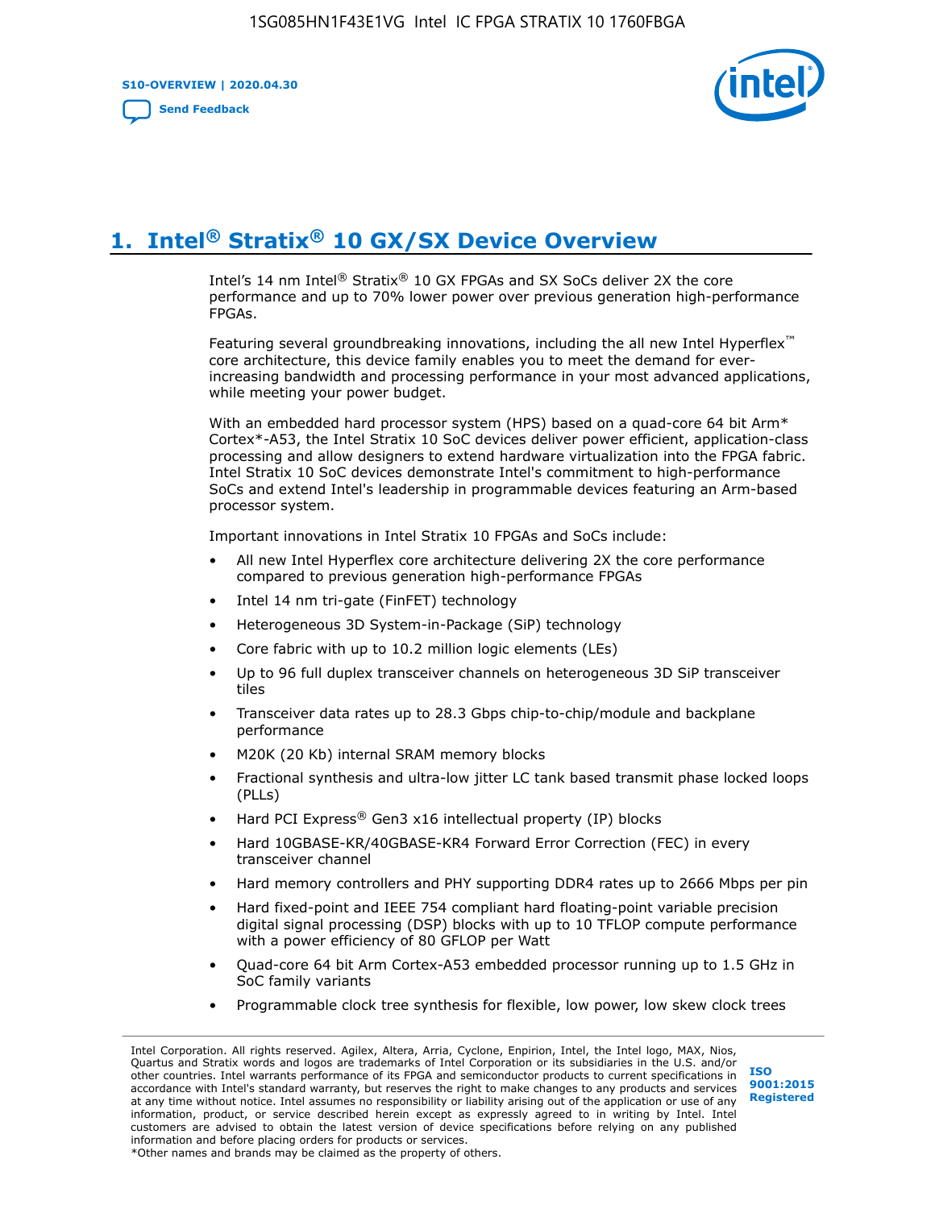# 1. Intel® Stratix® 10 GX/SX Device Overview

Intel's 14 nm Intel® Stratix® 10 GX FPGAs and SX SoCs deliver 2X the core performance and up to 70% lower power over previous generation high-performance FPGAs.

Featuring several groundbreaking innovations, including the all new Intel Hyperflex™ core architecture, this device family enables you to meet the demand for ever-increasing bandwidth and processing performance in your most advanced applications, while meeting your power budget.

With an embedded hard processor system (HPS) based on a quad-core 64 bit Arm* Cortex*-A53, the Intel Stratix 10 SoC devices deliver power efficient, application-class processing and allow designers to extend hardware virtualization into the FPGA fabric. Intel Stratix 10 SoC devices demonstrate Intel's commitment to high-performance SoCs and extend Intel's leadership in programmable devices featuring an Arm-based processor system.

Important innovations in Intel Stratix 10 FPGAs and SoCs include:

- All new Intel Hyperflex core architecture delivering 2X the core performance compared to previous generation high-performance FPGAs
- Intel 14 nm tri-gate (FinFET) technology
- Heterogeneous 3D System-in-Package (SiP) technology
- Core fabric with up to 10.2 million logic elements (LEs)
- Up to 96 full duplex transceiver channels on heterogeneous 3D SiP transceiver tiles
- Transceiver data rates up to 28.3 Gbps chip-to-chip/module and backplane performance
- M20K (20 Kb) internal SRAM memory blocks
- Fractional synthesis and ultra-low jitter LC tank based transmit phase locked loops (PLLs)
- Hard PCI Express® Gen3 x16 intellectual property (IP) blocks
- Hard 10GBASE-KR/40GBASE-KR4 Forward Error Correction (FEC) in every transceiver channel
- Hard memory controllers and PHY supporting DDR4 rates up to 2666 Mbps per pin
- Hard fixed-point and IEEE 754 compliant hard floating-point variable precision digital signal processing (DSP) blocks with up to 10 TFLOP compute performance with a power efficiency of 80 GFLOP per Watt
- Quad-core 64 bit Arm Cortex-A53 embedded processor running up to 1.5 GHz in SoC family variants
- Programmable clock tree synthesis for flexible, low power, low skew clock trees

Intel Corporation. All rights reserved. Agilex, Altera, Arria, Cyclone, Enpirion, Intel, the Intel logo, MAX, Nios, Quartus and Stratix words and logos are trademarks of Intel Corporation or its subsidiaries in the U.S. and/or other countries. Intel warrants performance of its FPGA and semiconductor products to current specifications in accordance with Intel's standard warranty, but reserves the right to make changes to any products and services at any time without notice. Intel assumes no responsibility or liability arising out of the application or use of any information, product, or service described herein except as expressly agreed to in writing by Intel. Intel customers are advised to obtain the latest version of device specifications before relying on any published information and before placing orders for products or services.
*Other names and brands may be claimed as the property of others.

ISO 9001:2015 Registered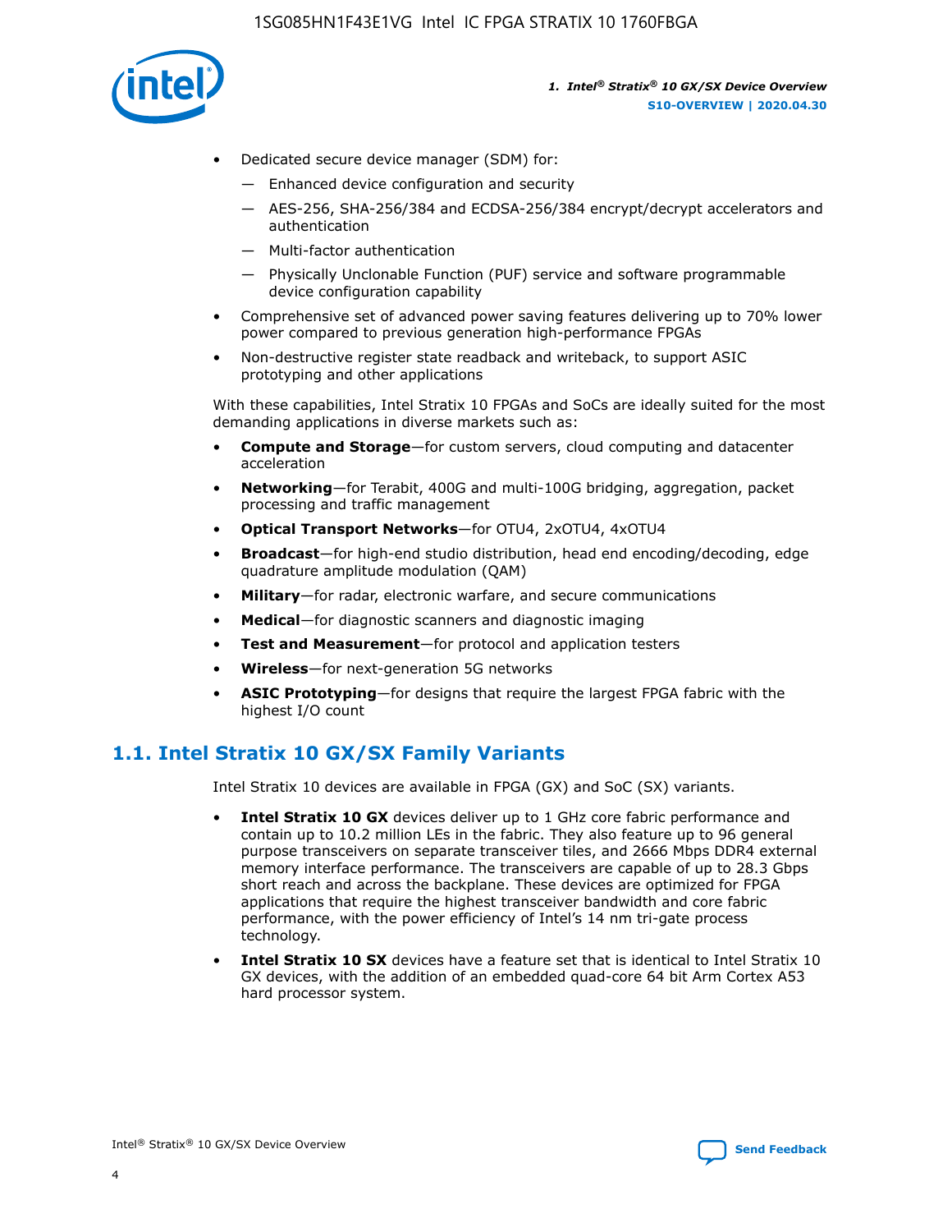- Dedicated secure device manager (SDM) for:
  - — Enhanced device configuration and security
  - — AES-256, SHA-256/384 and ECDSA-256/384 encrypt/decrypt accelerators and authentication
  - — Multi-factor authentication
  - — Physically Unclonable Function (PUF) service and software programmable device configuration capability
- Comprehensive set of advanced power saving features delivering up to 70% lower power compared to previous generation high-performance FPGAs
- Non-destructive register state readback and writeback, to support ASIC prototyping and other applications

With these capabilities, Intel Stratix 10 FPGAs and SoCs are ideally suited for the most demanding applications in diverse markets such as:

- **Compute and Storage**—for custom servers, cloud computing and datacenter acceleration
- **Networking**—for Terabit, 400G and multi-100G bridging, aggregation, packet processing and traffic management
- **Optical Transport Networks**—for OTU4, 2xOTU4, 4xOTU4
- **Broadcast**—for high-end studio distribution, head end encoding/decoding, edge quadrature amplitude modulation (QAM)
- **Military**—for radar, electronic warfare, and secure communications
- **Medical**—for diagnostic scanners and diagnostic imaging
- **Test and Measurement**—for protocol and application testers
- **Wireless**—for next-generation 5G networks
- **ASIC Prototyping**—for designs that require the largest FPGA fabric with the highest I/O count

## 1.1. Intel Stratix 10 GX/SX Family Variants

Intel Stratix 10 devices are available in FPGA (GX) and SoC (SX) variants.

- **Intel Stratix 10 GX** devices deliver up to 1 GHz core fabric performance and contain up to 10.2 million LEs in the fabric. They also feature up to 96 general purpose transceivers on separate transceiver tiles, and 2666 Mbps DDR4 external memory interface performance. The transceivers are capable of up to 28.3 Gbps short reach and across the backplane. These devices are optimized for FPGA applications that require the highest transceiver bandwidth and core fabric performance, with the power efficiency of Intel's 14 nm tri-gate process technology.
- **Intel Stratix 10 SX** devices have a feature set that is identical to Intel Stratix 10 GX devices, with the addition of an embedded quad-core 64 bit Arm Cortex A53 hard processor system.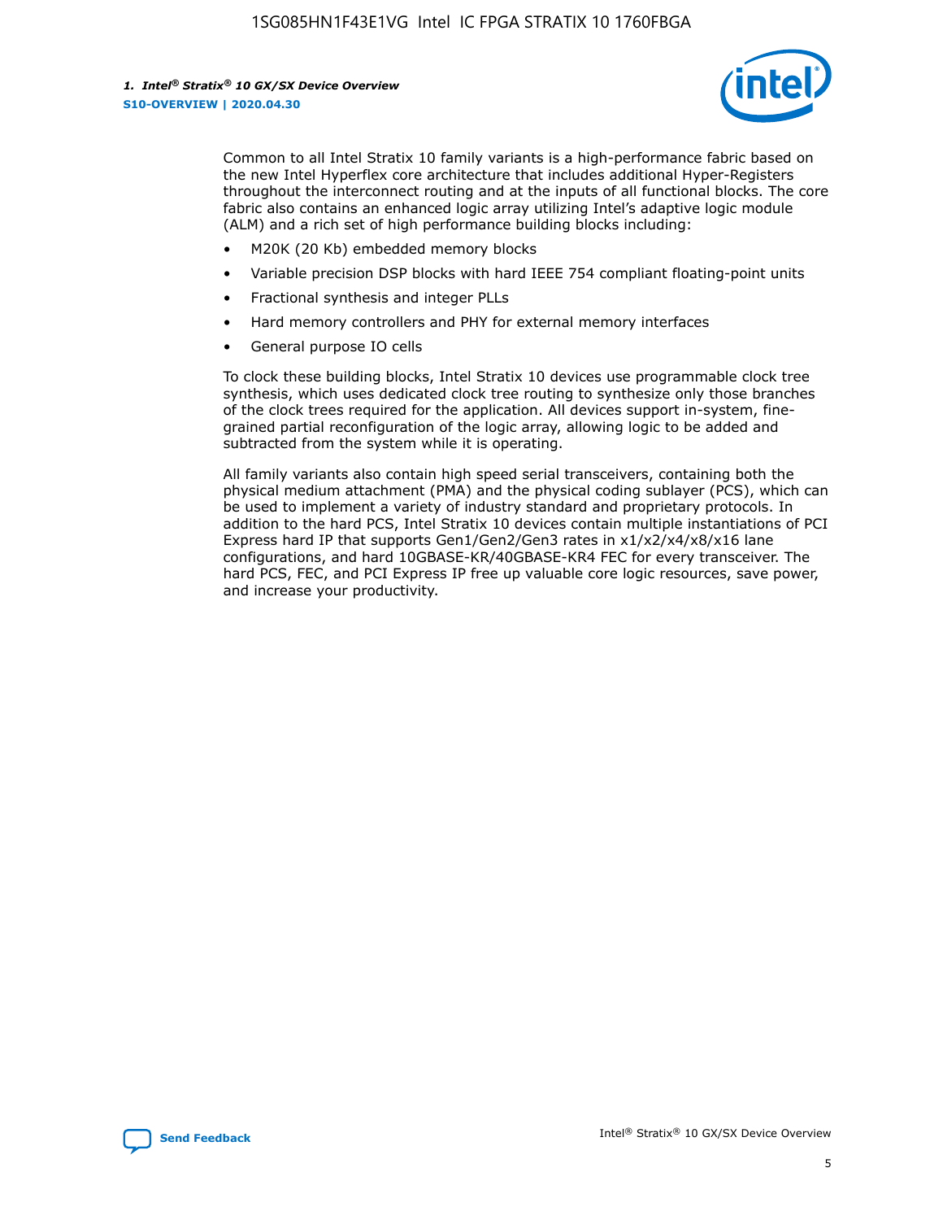Common to all Intel Stratix 10 family variants is a high-performance fabric based on the new Intel Hyperflex core architecture that includes additional Hyper-Registers throughout the interconnect routing and at the inputs of all functional blocks. The core fabric also contains an enhanced logic array utilizing Intel's adaptive logic module (ALM) and a rich set of high performance building blocks including:

- M20K (20 Kb) embedded memory blocks
- Variable precision DSP blocks with hard IEEE 754 compliant floating-point units
- Fractional synthesis and integer PLLs
- Hard memory controllers and PHY for external memory interfaces
- General purpose IO cells

To clock these building blocks, Intel Stratix 10 devices use programmable clock tree synthesis, which uses dedicated clock tree routing to synthesize only those branches of the clock trees required for the application. All devices support in-system, fine-grained partial reconfiguration of the logic array, allowing logic to be added and subtracted from the system while it is operating.

All family variants also contain high speed serial transceivers, containing both the physical medium attachment (PMA) and the physical coding sublayer (PCS), which can be used to implement a variety of industry standard and proprietary protocols. In addition to the hard PCS, Intel Stratix 10 devices contain multiple instantiations of PCI Express hard IP that supports Gen1/Gen2/Gen3 rates in x1/x2/x4/x8/x16 lane configurations, and hard 10GBASE-KR/40GBASE-KR4 FEC for every transceiver. The hard PCS, FEC, and PCI Express IP free up valuable core logic resources, save power, and increase your productivity.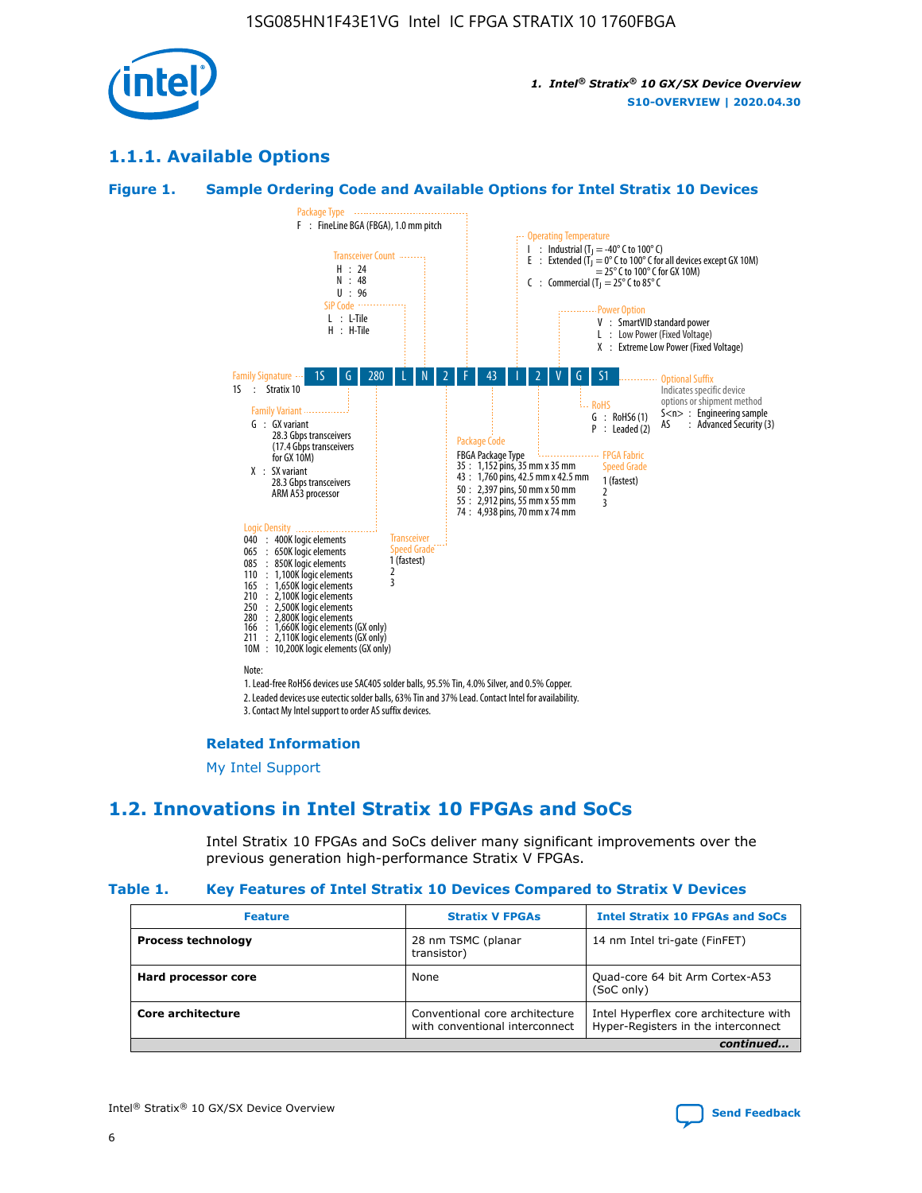## 1.1.1. Available Options

### Figure 1. Sample Ordering Code and Available Options for Intel Stratix 10 Devices

| 1S | G | 280 | L | N | 2 | F | 43 | I | 2 | V | G | S1 |
|---|---|---|---|---|---|---|---|---|---|---|---|---|

**Family Signature**
1S : Stratix 10

**Family Variant**
G : GX variant
28.3 Gbps transceivers
(17.4 Gbps transceivers for GX 10M)
X : SX variant
28.3 Gbps transceivers
ARM A53 processor

**Logic Density**
040 : 400K logic elements
065 : 650K logic elements
085 : 850K logic elements
110 : 1,100K logic elements
165 : 1,650K logic elements
210 : 2,100K logic elements
250 : 2,500K logic elements
280 : 2,800K logic elements
166 : 1,660K logic elements (GX only)
211 : 2,110K logic elements (GX only)
10M : 10,200K logic elements (GX only)

**SiP Code**
L : L-Tile
H : H-Tile

**Transceiver Count**
H : 24
N : 48
U : 96

**Transceiver Speed Grade**
1 (fastest)
2
3

**Package Type**
F : FineLine BGA (FBGA), 1.0 mm pitch

**Package Code**
FBGA Package Type
35 : 1,152 pins, 35 mm x 35 mm
43 : 1,760 pins, 42.5 mm x 42.5 mm
50 : 2,397 pins, 50 mm x 50 mm
55 : 2,912 pins, 55 mm x 55 mm
74 : 4,938 pins, 70 mm x 74 mm

**Operating Temperature**
I : Industrial ($T_J$ = -40° C to 100° C)
E : Extended ($T_J$ = 0° C to 100° C for all devices except GX 10M)
= 25° C to 100° C for GX 10M)
C : Commercial ($T_J$ = 25° C to 85° C

**FPGA Fabric Speed Grade**
1 (fastest)
2
3

**Power Option**
V : SmartVID standard power
L : Low Power (Fixed Voltage)
X : Extreme Low Power (Fixed Voltage)

**RoHS**
G : RoHS6 (1)
P : Leaded (2)

**Optional Suffix**
Indicates specific device options or shipment method
S<n> : Engineering sample
AS : Advanced Security (3)

Note:
1. Lead-free RoHS6 devices use SAC405 solder balls, 95.5% Tin, 4.0% Silver, and 0.5% Copper.
2. Leaded devices use eutectic solder balls, 63% Tin and 37% Lead. Contact Intel for availability.
3. Contact My Intel support to order AS suffix devices.

#### Related Information

My Intel Support

## 1.2. Innovations in Intel Stratix 10 FPGAs and SoCs

Intel Stratix 10 FPGAs and SoCs deliver many significant improvements over the previous generation high-performance Stratix V FPGAs.

### Table 1. Key Features of Intel Stratix 10 Devices Compared to Stratix V Devices

| Feature | Stratix V FPGAs | Intel Stratix 10 FPGAs and SoCs |
|---|---|---|
| **Process technology** | 28 nm TSMC (planar transistor) | 14 nm Intel tri-gate (FinFET) |
| **Hard processor core** | None | Quad-core 64 bit Arm Cortex-A53 (SoC only) |
| **Core architecture** | Conventional core architecture with conventional interconnect | Intel Hyperflex core architecture with Hyper-Registers in the interconnect |

*continued...*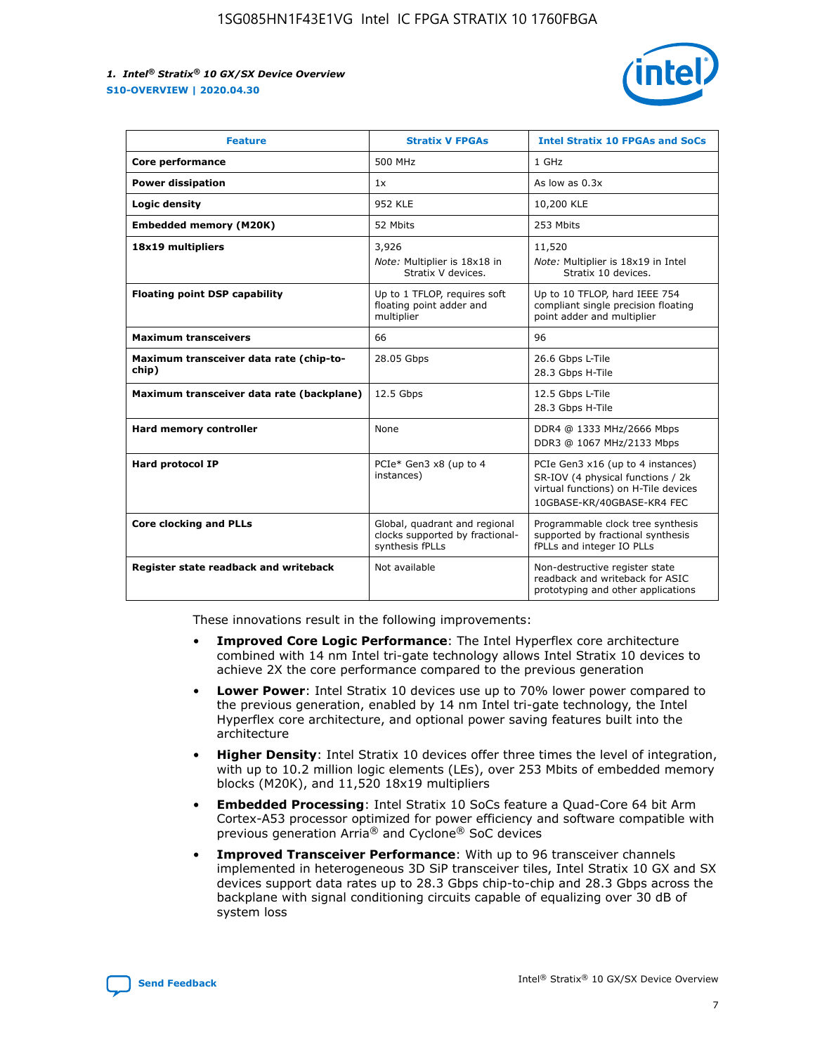| Feature | Stratix V FPGAs | Intel Stratix 10 FPGAs and SoCs |
|---|---|---|
| **Core performance** | 500 MHz | 1 GHz |
| **Power dissipation** | 1x | As low as 0.3x |
| **Logic density** | 952 KLE | 10,200 KLE |
| **Embedded memory (M20K)** | 52 Mbits | 253 Mbits |
| **18x19 multipliers** | 3,926<br>*Note:* Multiplier is 18x18 in Stratix V devices. | 11,520<br>*Note:* Multiplier is 18x19 in Intel Stratix 10 devices. |
| **Floating point DSP capability** | Up to 1 TFLOP, requires soft floating point adder and multiplier | Up to 10 TFLOP, hard IEEE 754 compliant single precision floating point adder and multiplier |
| **Maximum transceivers** | 66 | 96 |
| **Maximum transceiver data rate (chip-to-chip)** | 28.05 Gbps | 26.6 Gbps L-Tile<br>28.3 Gbps H-Tile |
| **Maximum transceiver data rate (backplane)** | 12.5 Gbps | 12.5 Gbps L-Tile<br>28.3 Gbps H-Tile |
| **Hard memory controller** | None | DDR4 @ 1333 MHz/2666 Mbps<br>DDR3 @ 1067 MHz/2133 Mbps |
| **Hard protocol IP** | PCIe* Gen3 x8 (up to 4 instances) | PCIe Gen3 x16 (up to 4 instances)<br>SR-IOV (4 physical functions / 2k virtual functions) on H-Tile devices<br>10GBASE-KR/40GBASE-KR4 FEC |
| **Core clocking and PLLs** | Global, quadrant and regional clocks supported by fractional-synthesis fPLLs | Programmable clock tree synthesis supported by fractional synthesis fPLLs and integer IO PLLs |
| **Register state readback and writeback** | Not available | Non-destructive register state readback and writeback for ASIC prototyping and other applications |

These innovations result in the following improvements:

- **Improved Core Logic Performance**: The Intel Hyperflex core architecture combined with 14 nm Intel tri-gate technology allows Intel Stratix 10 devices to achieve 2X the core performance compared to the previous generation
- **Lower Power**: Intel Stratix 10 devices use up to 70% lower power compared to the previous generation, enabled by 14 nm Intel tri-gate technology, the Intel Hyperflex core architecture, and optional power saving features built into the architecture
- **Higher Density**: Intel Stratix 10 devices offer three times the level of integration, with up to 10.2 million logic elements (LEs), over 253 Mbits of embedded memory blocks (M20K), and 11,520 18x19 multipliers
- **Embedded Processing**: Intel Stratix 10 SoCs feature a Quad-Core 64 bit Arm Cortex-A53 processor optimized for power efficiency and software compatible with previous generation Arria® and Cyclone® SoC devices
- **Improved Transceiver Performance**: With up to 96 transceiver channels implemented in heterogeneous 3D SiP transceiver tiles, Intel Stratix 10 GX and SX devices support data rates up to 28.3 Gbps chip-to-chip and 28.3 Gbps across the backplane with signal conditioning circuits capable of equalizing over 30 dB of system loss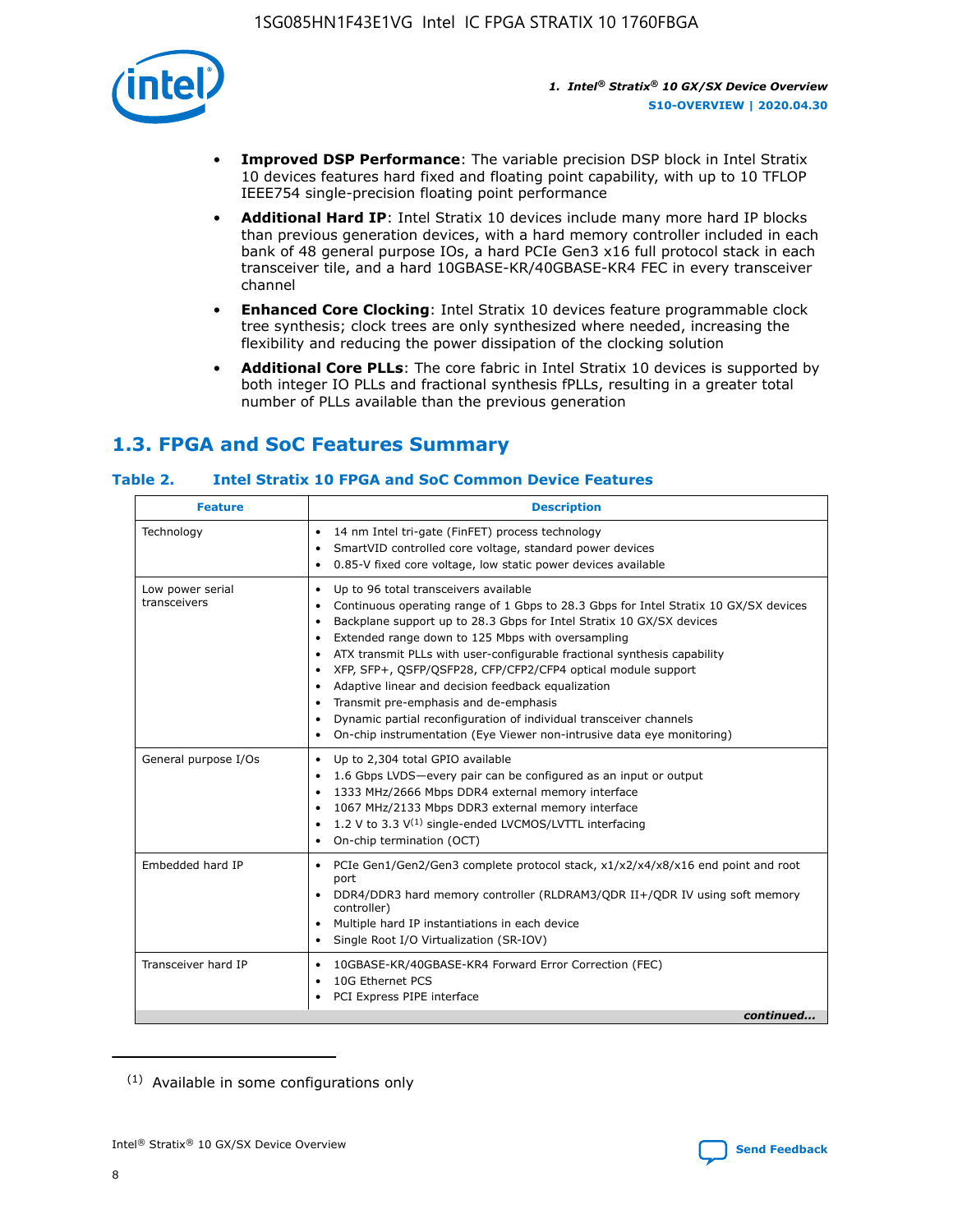- **Improved DSP Performance**: The variable precision DSP block in Intel Stratix 10 devices features hard fixed and floating point capability, with up to 10 TFLOP IEEE754 single-precision floating point performance
- **Additional Hard IP**: Intel Stratix 10 devices include many more hard IP blocks than previous generation devices, with a hard memory controller included in each bank of 48 general purpose IOs, a hard PCIe Gen3 x16 full protocol stack in each transceiver tile, and a hard 10GBASE-KR/40GBASE-KR4 FEC in every transceiver channel
- **Enhanced Core Clocking**: Intel Stratix 10 devices feature programmable clock tree synthesis; clock trees are only synthesized where needed, increasing the flexibility and reducing the power dissipation of the clocking solution
- **Additional Core PLLs**: The core fabric in Intel Stratix 10 devices is supported by both integer IO PLLs and fractional synthesis fPLLs, resulting in a greater total number of PLLs available than the previous generation

## 1.3. FPGA and SoC Features Summary

**Table 2. Intel Stratix 10 FPGA and SoC Common Device Features**

| Feature | Description |
| --- | --- |
| Technology | • 14 nm Intel tri-gate (FinFET) process technology<br>• SmartVID controlled core voltage, standard power devices<br>• 0.85-V fixed core voltage, low static power devices available |
| Low power serial transceivers | • Up to 96 total transceivers available<br>• Continuous operating range of 1 Gbps to 28.3 Gbps for Intel Stratix 10 GX/SX devices<br>• Backplane support up to 28.3 Gbps for Intel Stratix 10 GX/SX devices<br>• Extended range down to 125 Mbps with oversampling<br>• ATX transmit PLLs with user-configurable fractional synthesis capability<br>• XFP, SFP+, QSFP/QSFP28, CFP/CFP2/CFP4 optical module support<br>• Adaptive linear and decision feedback equalization<br>• Transmit pre-emphasis and de-emphasis<br>• Dynamic partial reconfiguration of individual transceiver channels<br>• On-chip instrumentation (Eye Viewer non-intrusive data eye monitoring) |
| General purpose I/Os | • Up to 2,304 total GPIO available<br>• 1.6 Gbps LVDS—every pair can be configured as an input or output<br>• 1333 MHz/2666 Mbps DDR4 external memory interface<br>• 1067 MHz/2133 Mbps DDR3 external memory interface<br>• 1.2 V to 3.3 V[1] single-ended LVCMOS/LVTTL interfacing<br>• On-chip termination (OCT) |
| Embedded hard IP | • PCIe Gen1/Gen2/Gen3 complete protocol stack, x1/x2/x4/x8/x16 end point and root port<br>• DDR4/DDR3 hard memory controller (RLDRAM3/QDR II+/QDR IV using soft memory controller)<br>• Multiple hard IP instantiations in each device<br>• Single Root I/O Virtualization (SR-IOV) |
| Transceiver hard IP | • 10GBASE-KR/40GBASE-KR4 Forward Error Correction (FEC)<br>• 10G Ethernet PCS<br>• PCI Express PIPE interface |

*continued...*

(1) Available in some configurations only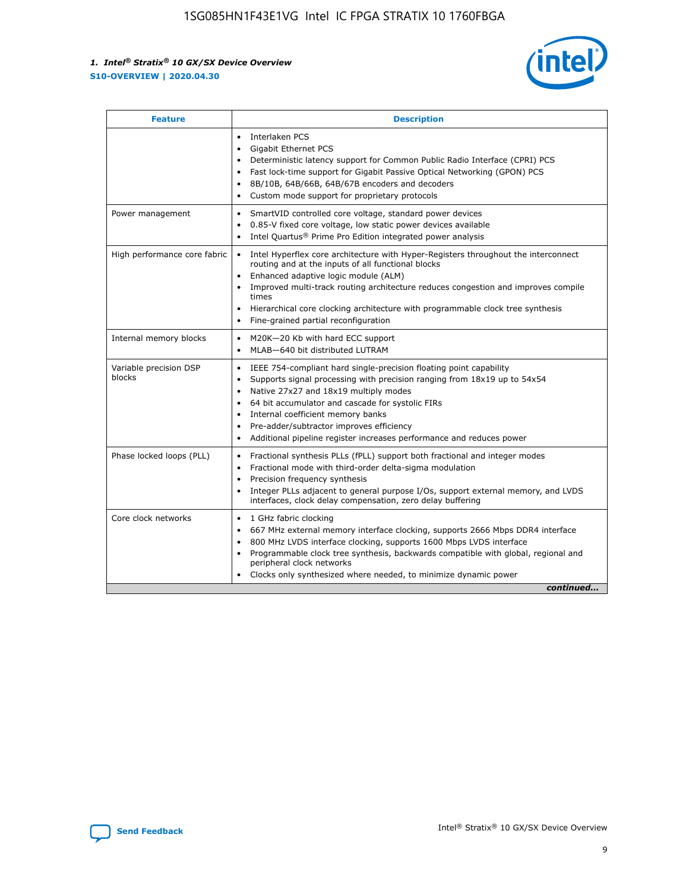| Feature | Description |
| --- | --- |
|  | • Interlaken PCS<br>• Gigabit Ethernet PCS<br>• Deterministic latency support for Common Public Radio Interface (CPRI) PCS<br>• Fast lock-time support for Gigabit Passive Optical Networking (GPON) PCS<br>• 8B/10B, 64B/66B, 64B/67B encoders and decoders<br>• Custom mode support for proprietary protocols |
| Power management | • SmartVID controlled core voltage, standard power devices<br>• 0.85-V fixed core voltage, low static power devices available<br>• Intel Quartus® Prime Pro Edition integrated power analysis |
| High performance core fabric | • Intel Hyperflex core architecture with Hyper-Registers throughout the interconnect routing and at the inputs of all functional blocks<br>• Enhanced adaptive logic module (ALM)<br>• Improved multi-track routing architecture reduces congestion and improves compile times<br>• Hierarchical core clocking architecture with programmable clock tree synthesis<br>• Fine-grained partial reconfiguration |
| Internal memory blocks | • M20K—20 Kb with hard ECC support<br>• MLAB—640 bit distributed LUTRAM |
| Variable precision DSP blocks | • IEEE 754-compliant hard single-precision floating point capability<br>• Supports signal processing with precision ranging from 18x19 up to 54x54<br>• Native 27x27 and 18x19 multiply modes<br>• 64 bit accumulator and cascade for systolic FIRs<br>• Internal coefficient memory banks<br>• Pre-adder/subtractor improves efficiency<br>• Additional pipeline register increases performance and reduces power |
| Phase locked loops (PLL) | • Fractional synthesis PLLs (fPLL) support both fractional and integer modes<br>• Fractional mode with third-order delta-sigma modulation<br>• Precision frequency synthesis<br>• Integer PLLs adjacent to general purpose I/Os, support external memory, and LVDS interfaces, clock delay compensation, zero delay buffering |
| Core clock networks | • 1 GHz fabric clocking<br>• 667 MHz external memory interface clocking, supports 2666 Mbps DDR4 interface<br>• 800 MHz LVDS interface clocking, supports 1600 Mbps LVDS interface<br>• Programmable clock tree synthesis, backwards compatible with global, regional and peripheral clock networks<br>• Clocks only synthesized where needed, to minimize dynamic power |

*continued...*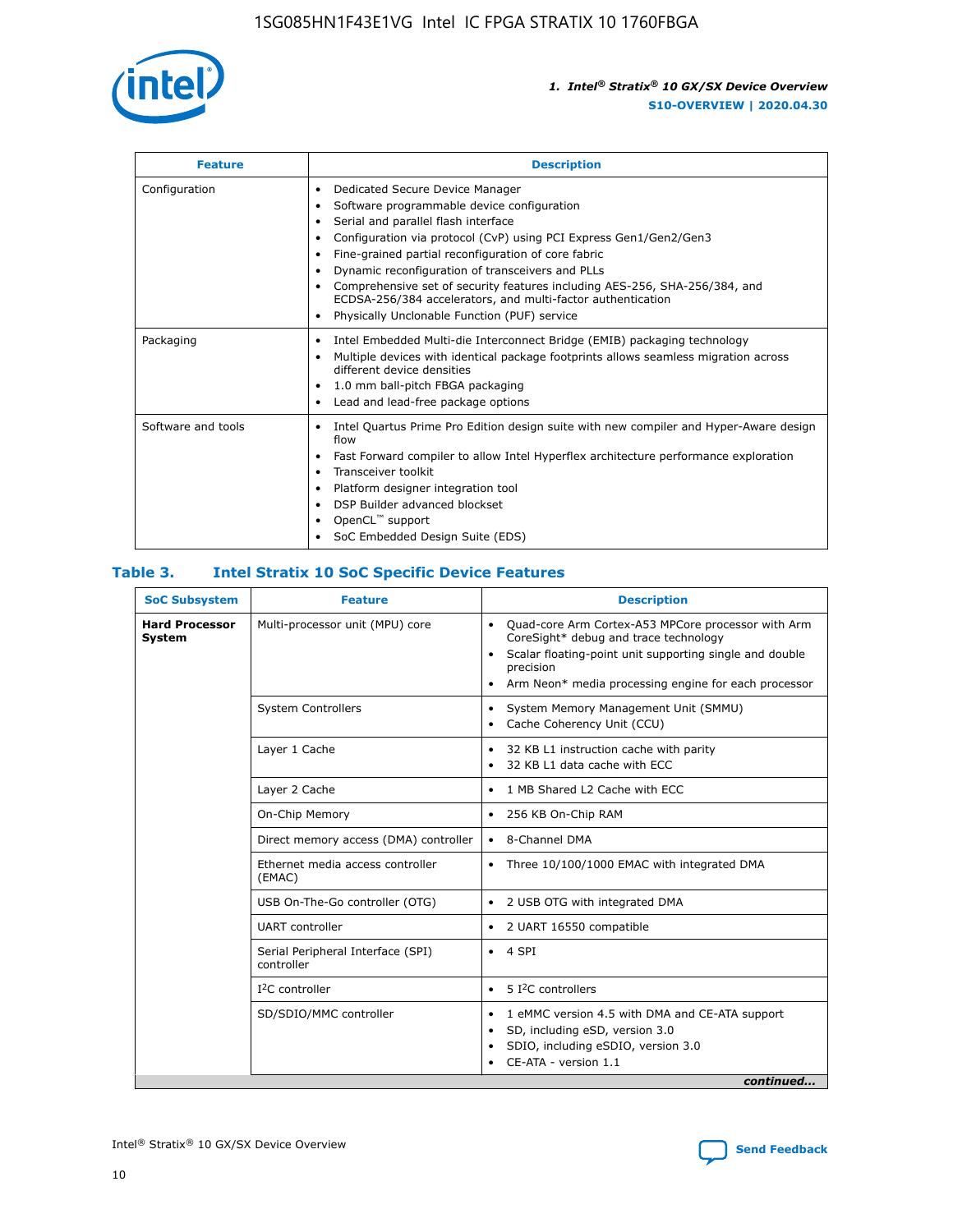| Feature | Description |
| --- | --- |
| Configuration | • Dedicated Secure Device Manager<br>• Software programmable device configuration<br>• Serial and parallel flash interface<br>• Configuration via protocol (CvP) using PCI Express Gen1/Gen2/Gen3<br>• Fine-grained partial reconfiguration of core fabric<br>• Dynamic reconfiguration of transceivers and PLLs<br>• Comprehensive set of security features including AES-256, SHA-256/384, and ECDSA-256/384 accelerators, and multi-factor authentication<br>• Physically Unclonable Function (PUF) service |
| Packaging | • Intel Embedded Multi-die Interconnect Bridge (EMIB) packaging technology<br>• Multiple devices with identical package footprints allows seamless migration across different device densities<br>• 1.0 mm ball-pitch FBGA packaging<br>• Lead and lead-free package options |
| Software and tools | • Intel Quartus Prime Pro Edition design suite with new compiler and Hyper-Aware design flow<br>• Fast Forward compiler to allow Intel Hyperflex architecture performance exploration<br>• Transceiver toolkit<br>• Platform designer integration tool<br>• DSP Builder advanced blockset<br>• OpenCL™ support<br>• SoC Embedded Design Suite (EDS) |

## Table 3. Intel Stratix 10 SoC Specific Device Features

| SoC Subsystem | Feature | Description |
| --- | --- | --- |
| **Hard Processor System** | Multi-processor unit (MPU) core | • Quad-core Arm Cortex-A53 MPCore processor with Arm CoreSight* debug and trace technology<br>• Scalar floating-point unit supporting single and double precision<br>• Arm Neon* media processing engine for each processor |
| | System Controllers | • System Memory Management Unit (SMMU)<br>• Cache Coherency Unit (CCU) |
| | Layer 1 Cache | • 32 KB L1 instruction cache with parity<br>• 32 KB L1 data cache with ECC |
| | Layer 2 Cache | • 1 MB Shared L2 Cache with ECC |
| | On-Chip Memory | • 256 KB On-Chip RAM |
| | Direct memory access (DMA) controller | • 8-Channel DMA |
| | Ethernet media access controller (EMAC) | • Three 10/100/1000 EMAC with integrated DMA |
| | USB On-The-Go controller (OTG) | • 2 USB OTG with integrated DMA |
| | UART controller | • 2 UART 16550 compatible |
| | Serial Peripheral Interface (SPI) controller | • 4 SPI |
| | I²C controller | • 5 I²C controllers |
| | SD/SDIO/MMC controller | • 1 eMMC version 4.5 with DMA and CE-ATA support<br>• SD, including eSD, version 3.0<br>• SDIO, including eSDIO, version 3.0<br>• CE-ATA - version 1.1 |

*continued...*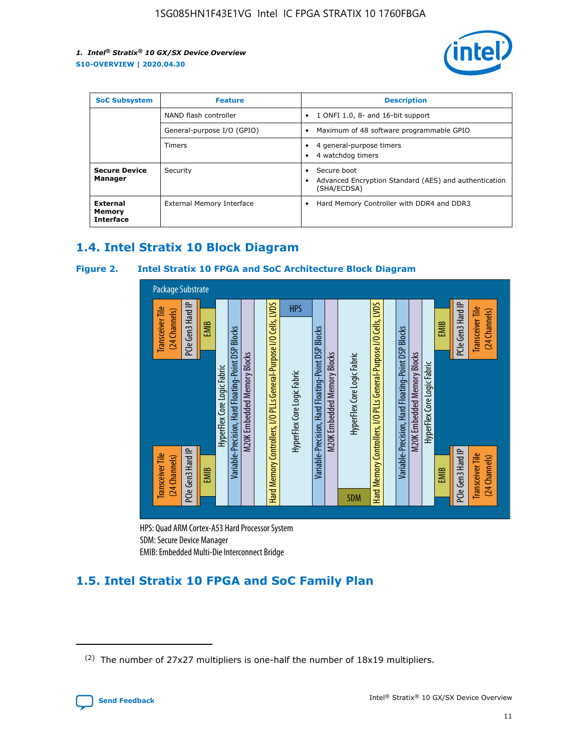| SoC Subsystem | Feature | Description |
| --- | --- | --- |
| | NAND flash controller | • 1 ONFI 1.0, 8- and 16-bit support |
| | General-purpose I/O (GPIO) | • Maximum of 48 software programmable GPIO |
| | Timers | • 4 general-purpose timers<br>• 4 watchdog timers |
| **Secure Device Manager** | Security | • Secure boot<br>• Advanced Encryption Standard (AES) and authentication (SHA/ECDSA) |
| **External Memory Interface** | External Memory Interface | • Hard Memory Controller with DDR4 and DDR3 |

## 1.4. Intel Stratix 10 Block Diagram

**Figure 2. Intel Stratix 10 FPGA and SoC Architecture Block Diagram**

Package Substrate

Transceiver Tile (24 Channels) | PCIe Gen3 Hard IP | EMIB | HyperFlex Core Logic Fabric | Variable-Precision, Hard Floating-Point DSP Blocks | M20K Embedded Memory Blocks | Hard Memory Controllers, I/O PLLs General-Purpose I/O Cells, LVDS | HPS | HyperFlex Core Logic Fabric | Variable-Precision, Hard Floating-Point DSP Blocks | M20K Embedded Memory Blocks | HyperFlex Core Logic Fabric | SDM | Hard Memory Controllers, I/O PLLs General-Purpose I/O Cells, LVDS | Variable-Precision, Hard Floating-Point DSP Blocks | M20K Embedded Memory Blocks | HyperFlex Core Logic Fabric | EMIB | PCIe Gen3 Hard IP | Transceiver Tile (24 Channels)

HPS: Quad ARM Cortex-A53 Hard Processor System
SDM: Secure Device Manager
EMIB: Embedded Multi-Die Interconnect Bridge

## 1.5. Intel Stratix 10 FPGA and SoC Family Plan

(2) The number of 27x27 multipliers is one-half the number of 18x19 multipliers.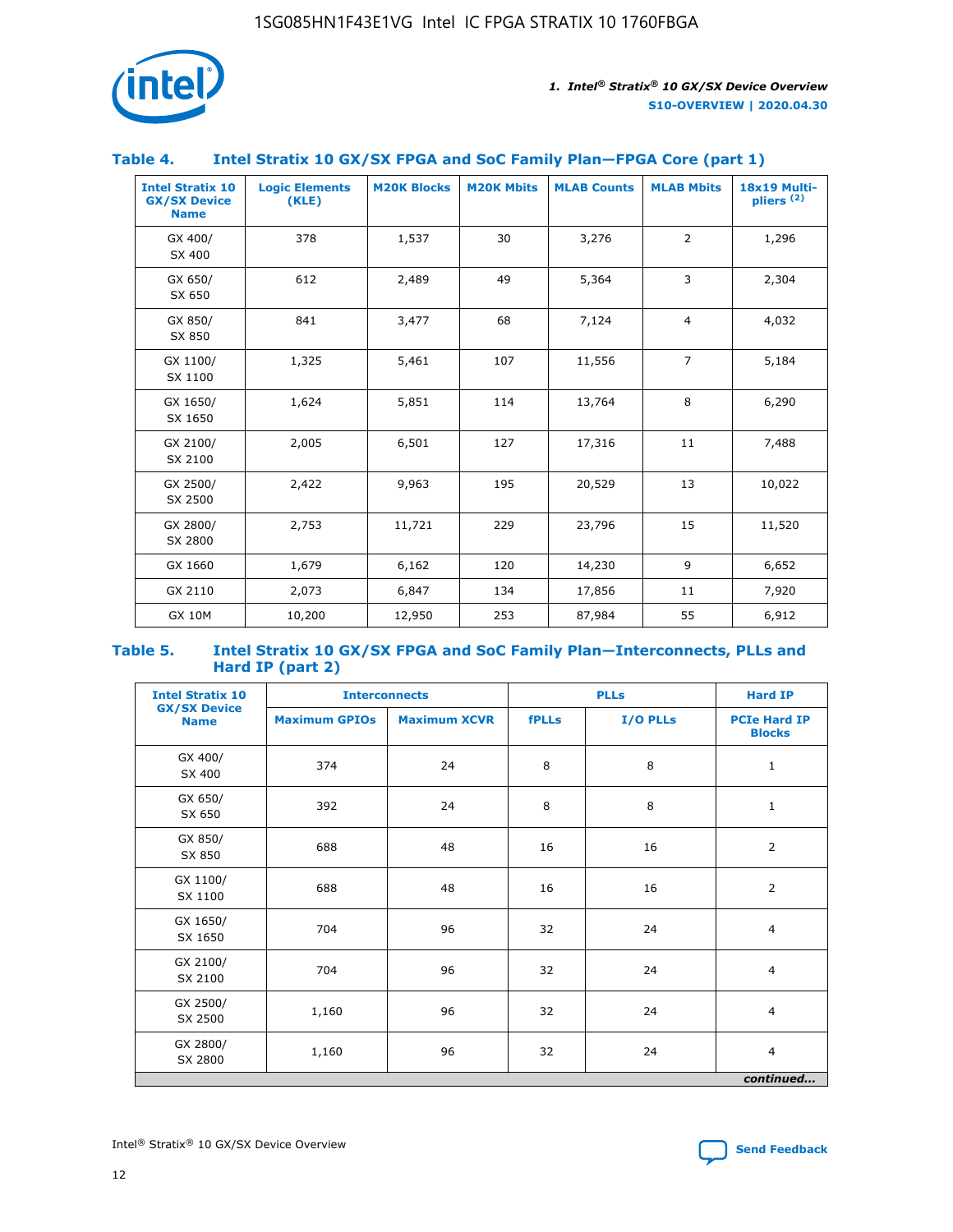### Table 4. Intel Stratix 10 GX/SX FPGA and SoC Family Plan—FPGA Core (part 1)

| Intel Stratix 10 GX/SX Device Name | Logic Elements (KLE) | M20K Blocks | M20K Mbits | MLAB Counts | MLAB Mbits | 18x19 Multi-pliers [2] |
|---|---|---|---|---|---|---|
| GX 400/ SX 400 | 378 | 1,537 | 30 | 3,276 | 2 | 1,296 |
| GX 650/ SX 650 | 612 | 2,489 | 49 | 5,364 | 3 | 2,304 |
| GX 850/ SX 850 | 841 | 3,477 | 68 | 7,124 | 4 | 4,032 |
| GX 1100/ SX 1100 | 1,325 | 5,461 | 107 | 11,556 | 7 | 5,184 |
| GX 1650/ SX 1650 | 1,624 | 5,851 | 114 | 13,764 | 8 | 6,290 |
| GX 2100/ SX 2100 | 2,005 | 6,501 | 127 | 17,316 | 11 | 7,488 |
| GX 2500/ SX 2500 | 2,422 | 9,963 | 195 | 20,529 | 13 | 10,022 |
| GX 2800/ SX 2800 | 2,753 | 11,721 | 229 | 23,796 | 15 | 11,520 |
| GX 1660 | 1,679 | 6,162 | 120 | 14,230 | 9 | 6,652 |
| GX 2110 | 2,073 | 6,847 | 134 | 17,856 | 11 | 7,920 |
| GX 10M | 10,200 | 12,950 | 253 | 87,984 | 55 | 6,912 |

### Table 5. Intel Stratix 10 GX/SX FPGA and SoC Family Plan—Interconnects, PLLs and Hard IP (part 2)

| Intel Stratix 10 GX/SX Device Name | Interconnects | | PLLs | | Hard IP |
|---|---|---|---|---|---|
| | Maximum GPIOs | Maximum XCVR | fPLLs | I/O PLLs | PCIe Hard IP Blocks |
| GX 400/ SX 400 | 374 | 24 | 8 | 8 | 1 |
| GX 650/ SX 650 | 392 | 24 | 8 | 8 | 1 |
| GX 850/ SX 850 | 688 | 48 | 16 | 16 | 2 |
| GX 1100/ SX 1100 | 688 | 48 | 16 | 16 | 2 |
| GX 1650/ SX 1650 | 704 | 96 | 32 | 24 | 4 |
| GX 2100/ SX 2100 | 704 | 96 | 32 | 24 | 4 |
| GX 2500/ SX 2500 | 1,160 | 96 | 32 | 24 | 4 |
| GX 2800/ SX 2800 | 1,160 | 96 | 32 | 24 | 4 |

*continued...*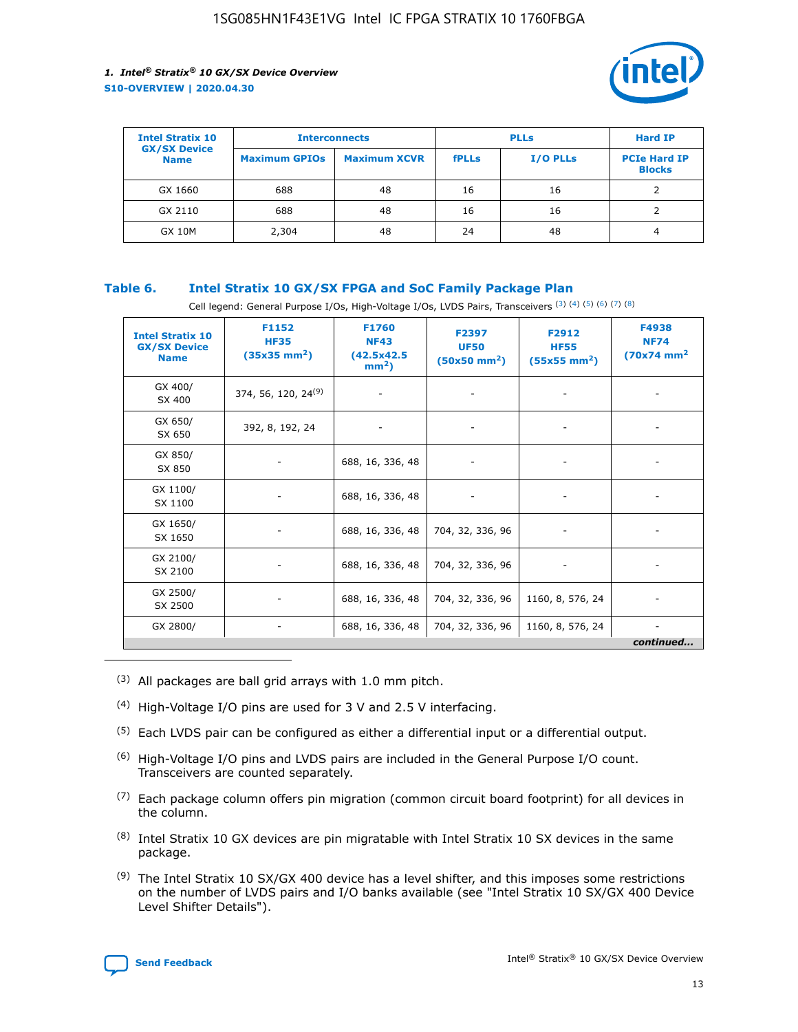| Intel Stratix 10 GX/SX Device Name | Interconnects | | PLLs | | Hard IP |
|---|---|---|---|---|---|
| | Maximum GPIOs | Maximum XCVR | fPLLs | I/O PLLs | PCIe Hard IP Blocks |
| GX 1660 | 688 | 48 | 16 | 16 | 2 |
| GX 2110 | 688 | 48 | 16 | 16 | 2 |
| GX 10M | 2,304 | 48 | 24 | 48 | 4 |

### Table 6. Intel Stratix 10 GX/SX FPGA and SoC Family Package Plan

Cell legend: General Purpose I/Os, High-Voltage I/Os, LVDS Pairs, Transceivers (3) (4) (5) (6) (7) (8)

| Intel Stratix 10 GX/SX Device Name | F1152 HF35 (35x35 mm$^2$) | F1760 NF43 (42.5x42.5 mm$^2$) | F2397 UF50 (50x50 mm$^2$) | F2912 HF55 (55x55 mm$^2$) | F4938 NF74 (70x74 mm$^2$) |
|---|---|---|---|---|---|
| GX 400/ SX 400 | 374, 56, 120, 24(9) | - | - | - | - |
| GX 650/ SX 650 | 392, 8, 192, 24 | - | - | - | - |
| GX 850/ SX 850 | - | 688, 16, 336, 48 | - | - | - |
| GX 1100/ SX 1100 | - | 688, 16, 336, 48 | - | - | - |
| GX 1650/ SX 1650 | - | 688, 16, 336, 48 | 704, 32, 336, 96 | - | - |
| GX 2100/ SX 2100 | - | 688, 16, 336, 48 | 704, 32, 336, 96 | - | - |
| GX 2500/ SX 2500 | - | 688, 16, 336, 48 | 704, 32, 336, 96 | 1160, 8, 576, 24 | - |
| GX 2800/ | - | 688, 16, 336, 48 | 704, 32, 336, 96 | 1160, 8, 576, 24 | - |

*continued...*

(3) All packages are ball grid arrays with 1.0 mm pitch.

(4) High-Voltage I/O pins are used for 3 V and 2.5 V interfacing.

(5) Each LVDS pair can be configured as either a differential input or a differential output.

(6) High-Voltage I/O pins and LVDS pairs are included in the General Purpose I/O count. Transceivers are counted separately.

(7) Each package column offers pin migration (common circuit board footprint) for all devices in the column.

(8) Intel Stratix 10 GX devices are pin migratable with Intel Stratix 10 SX devices in the same package.

(9) The Intel Stratix 10 SX/GX 400 device has a level shifter, and this imposes some restrictions on the number of LVDS pairs and I/O banks available (see "Intel Stratix 10 SX/GX 400 Device Level Shifter Details").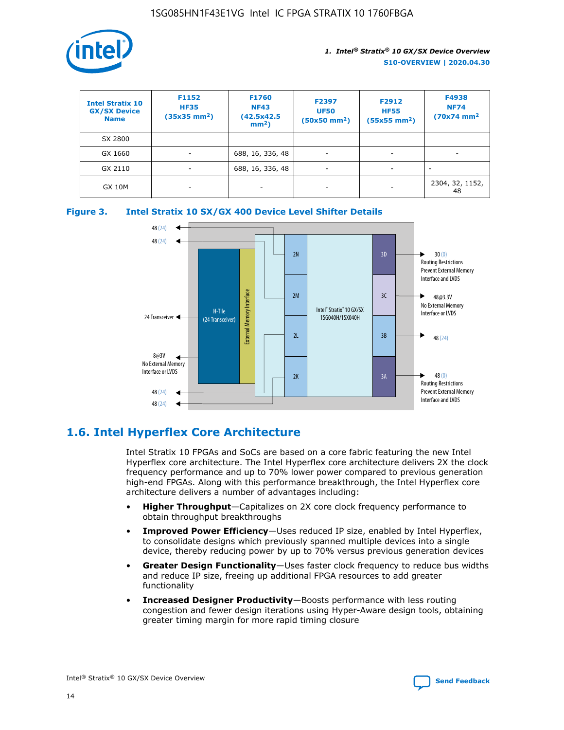| Intel Stratix 10 GX/SX Device Name | F1152 HF35 (35x35 mm²) | F1760 NF43 (42.5x42.5 mm²) | F2397 UF50 (50x50 mm²) | F2912 HF55 (55x55 mm²) | F4938 NF74 (70x74 mm² |
| --- | --- | --- | --- | --- | --- |
| SX 2800 | | | | | |
| GX 1660 | - | 688, 16, 336, 48 | - | - | - |
| GX 2110 | - | 688, 16, 336, 48 | - | - | - |
| GX 10M | - | - | - | - | 2304, 32, 1152, 48 |

**Figure 3. Intel Stratix 10 SX/GX 400 Device Level Shifter Details**

## 1.6. Intel Hyperflex Core Architecture

Intel Stratix 10 FPGAs and SoCs are based on a core fabric featuring the new Intel Hyperflex core architecture. The Intel Hyperflex core architecture delivers 2X the clock frequency performance and up to 70% lower power compared to previous generation high-end FPGAs. Along with this performance breakthrough, the Intel Hyperflex core architecture delivers a number of advantages including:

- **Higher Throughput**—Capitalizes on 2X core clock frequency performance to obtain throughput breakthroughs
- **Improved Power Efficiency**—Uses reduced IP size, enabled by Intel Hyperflex, to consolidate designs which previously spanned multiple devices into a single device, thereby reducing power by up to 70% versus previous generation devices
- **Greater Design Functionality**—Uses faster clock frequency to reduce bus widths and reduce IP size, freeing up additional FPGA resources to add greater functionality
- **Increased Designer Productivity**—Boosts performance with less routing congestion and fewer design iterations using Hyper-Aware design tools, obtaining greater timing margin for more rapid timing closure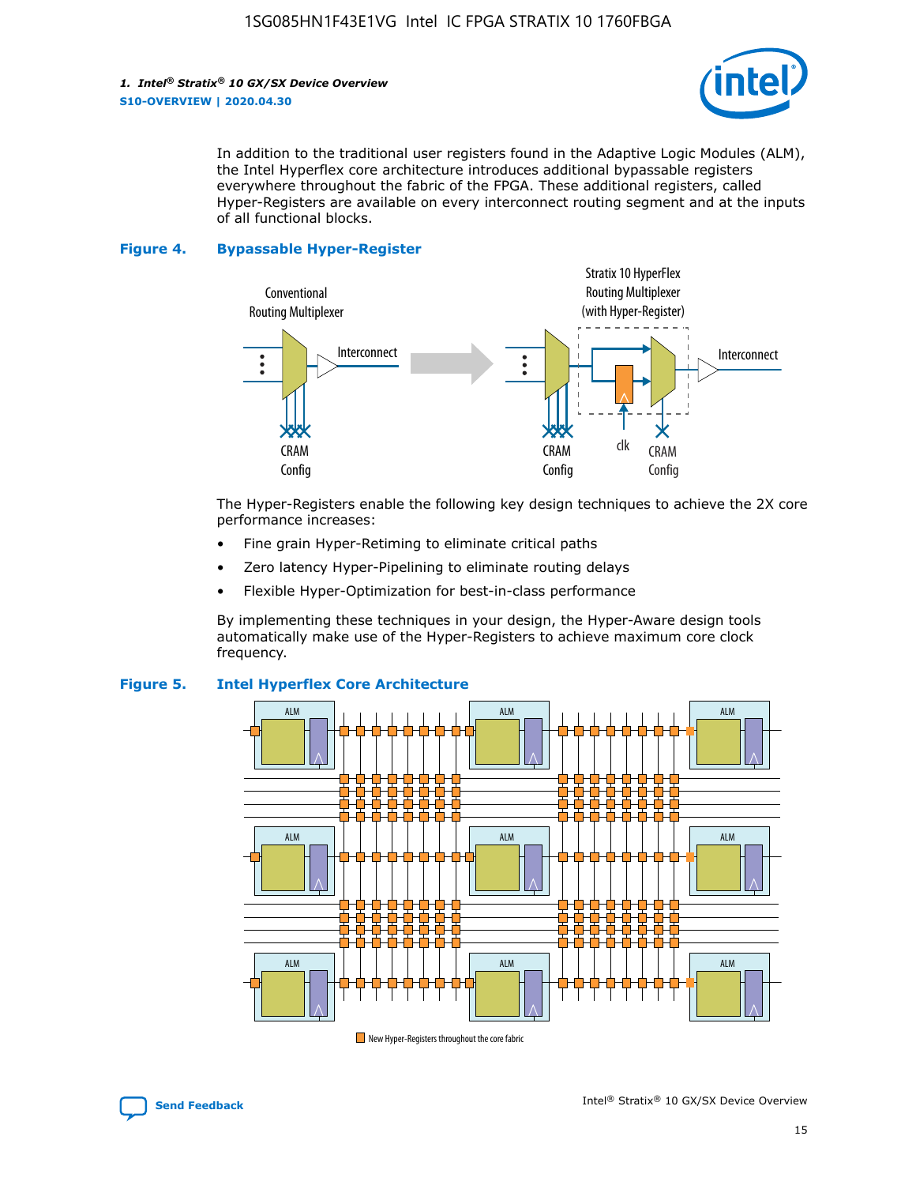In addition to the traditional user registers found in the Adaptive Logic Modules (ALM), the Intel Hyperflex core architecture introduces additional bypassable registers everywhere throughout the fabric of the FPGA. These additional registers, called Hyper-Registers are available on every interconnect routing segment and at the inputs of all functional blocks.

**Figure 4. Bypassable Hyper-Register**

The Hyper-Registers enable the following key design techniques to achieve the 2X core performance increases:

- Fine grain Hyper-Retiming to eliminate critical paths
- Zero latency Hyper-Pipelining to eliminate routing delays
- Flexible Hyper-Optimization for best-in-class performance

By implementing these techniques in your design, the Hyper-Aware design tools automatically make use of the Hyper-Registers to achieve maximum core clock frequency.

**Figure 5. Intel Hyperflex Core Architecture**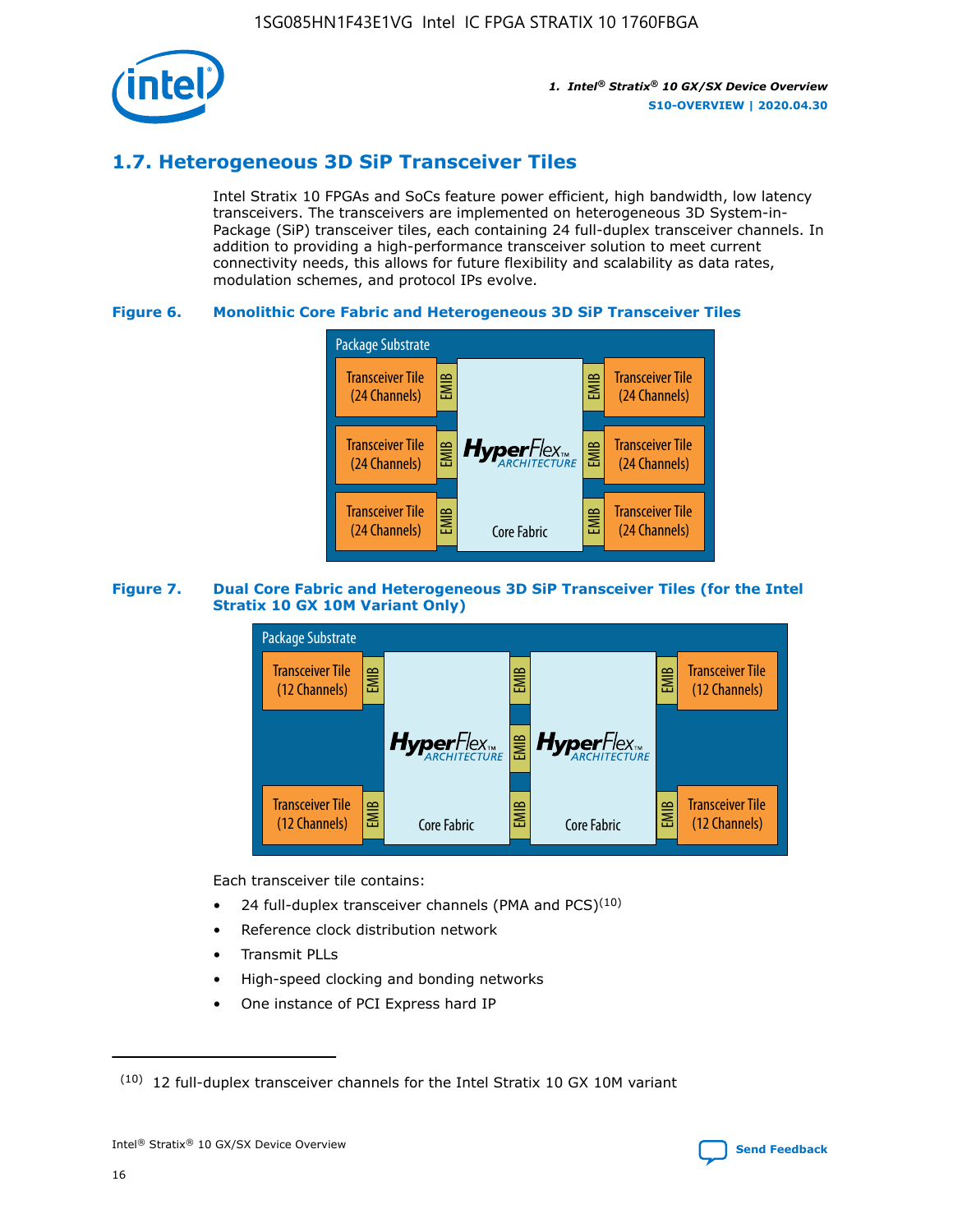## 1.7. Heterogeneous 3D SiP Transceiver Tiles

Intel Stratix 10 FPGAs and SoCs feature power efficient, high bandwidth, low latency transceivers. The transceivers are implemented on heterogeneous 3D System-in-Package (SiP) transceiver tiles, each containing 24 full-duplex transceiver channels. In addition to providing a high-performance transceiver solution to meet current connectivity needs, this allows for future flexibility and scalability as data rates, modulation schemes, and protocol IPs evolve.

**Figure 6. Monolithic Core Fabric and Heterogeneous 3D SiP Transceiver Tiles**

Package Substrate

Transceiver Tile (24 Channels) | EMIB | HyperFlex ARCHITECTURE Core Fabric | EMIB | Transceiver Tile (24 Channels)

Transceiver Tile (24 Channels) | EMIB | | EMIB | Transceiver Tile (24 Channels)

Transceiver Tile (24 Channels) | EMIB | | EMIB | Transceiver Tile (24 Channels)

**Figure 7. Dual Core Fabric and Heterogeneous 3D SiP Transceiver Tiles (for the Intel Stratix 10 GX 10M Variant Only)**

Package Substrate

Transceiver Tile (12 Channels) | EMIB | HyperFlex ARCHITECTURE Core Fabric | EMIB | HyperFlex ARCHITECTURE Core Fabric | EMIB | Transceiver Tile (12 Channels)

Transceiver Tile (12 Channels) | EMIB | | EMIB | | EMIB | Transceiver Tile (12 Channels)

Each transceiver tile contains:

- 24 full-duplex transceiver channels (PMA and PCS)[10]
- Reference clock distribution network
- Transmit PLLs
- High-speed clocking and bonding networks
- One instance of PCI Express hard IP

[10] 12 full-duplex transceiver channels for the Intel Stratix 10 GX 10M variant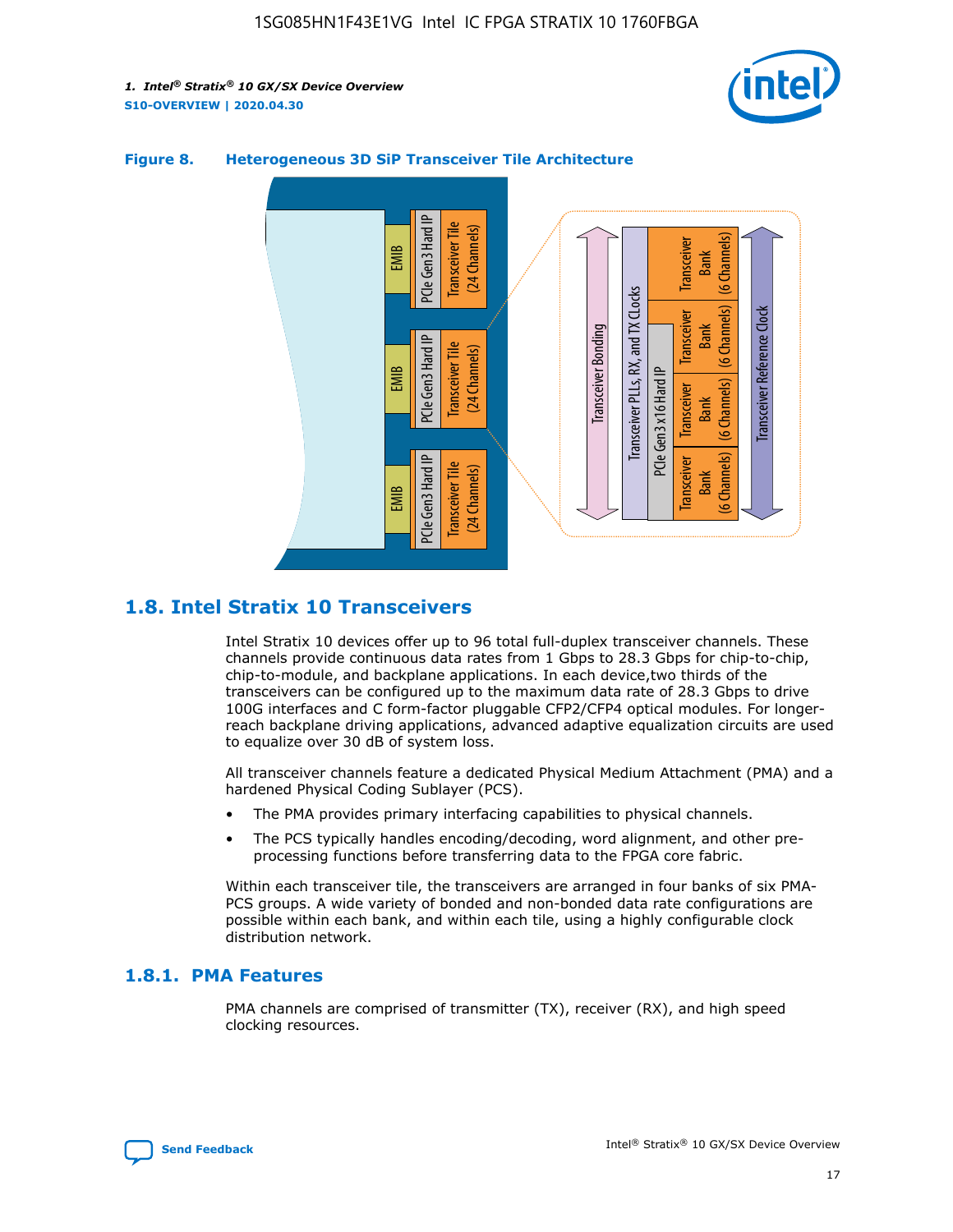**Figure 8. Heterogeneous 3D SiP Transceiver Tile Architecture**

## 1.8. Intel Stratix 10 Transceivers

Intel Stratix 10 devices offer up to 96 total full-duplex transceiver channels. These channels provide continuous data rates from 1 Gbps to 28.3 Gbps for chip-to-chip, chip-to-module, and backplane applications. In each device,two thirds of the transceivers can be configured up to the maximum data rate of 28.3 Gbps to drive 100G interfaces and C form-factor pluggable CFP2/CFP4 optical modules. For longer-reach backplane driving applications, advanced adaptive equalization circuits are used to equalize over 30 dB of system loss.

All transceiver channels feature a dedicated Physical Medium Attachment (PMA) and a hardened Physical Coding Sublayer (PCS).

- The PMA provides primary interfacing capabilities to physical channels.
- The PCS typically handles encoding/decoding, word alignment, and other pre-processing functions before transferring data to the FPGA core fabric.

Within each transceiver tile, the transceivers are arranged in four banks of six PMA-PCS groups. A wide variety of bonded and non-bonded data rate configurations are possible within each bank, and within each tile, using a highly configurable clock distribution network.

### 1.8.1. PMA Features

PMA channels are comprised of transmitter (TX), receiver (RX), and high speed clocking resources.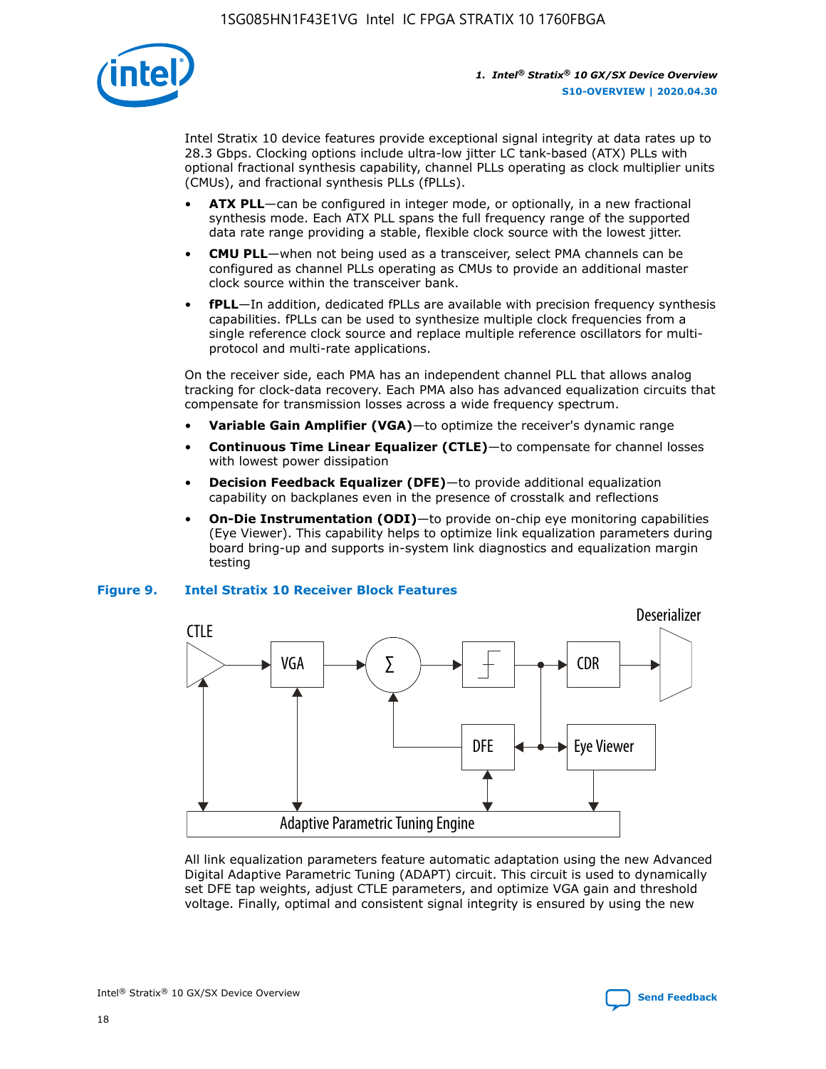Intel Stratix 10 device features provide exceptional signal integrity at data rates up to 28.3 Gbps. Clocking options include ultra-low jitter LC tank-based (ATX) PLLs with optional fractional synthesis capability, channel PLLs operating as clock multiplier units (CMUs), and fractional synthesis PLLs (fPLLs).

- **ATX PLL**—can be configured in integer mode, or optionally, in a new fractional synthesis mode. Each ATX PLL spans the full frequency range of the supported data rate range providing a stable, flexible clock source with the lowest jitter.
- **CMU PLL**—when not being used as a transceiver, select PMA channels can be configured as channel PLLs operating as CMUs to provide an additional master clock source within the transceiver bank.
- **fPLL**—In addition, dedicated fPLLs are available with precision frequency synthesis capabilities. fPLLs can be used to synthesize multiple clock frequencies from a single reference clock source and replace multiple reference oscillators for multi-protocol and multi-rate applications.

On the receiver side, each PMA has an independent channel PLL that allows analog tracking for clock-data recovery. Each PMA also has advanced equalization circuits that compensate for transmission losses across a wide frequency spectrum.

- **Variable Gain Amplifier (VGA)**—to optimize the receiver's dynamic range
- **Continuous Time Linear Equalizer (CTLE)**—to compensate for channel losses with lowest power dissipation
- **Decision Feedback Equalizer (DFE)**—to provide additional equalization capability on backplanes even in the presence of crosstalk and reflections
- **On-Die Instrumentation (ODI)**—to provide on-chip eye monitoring capabilities (Eye Viewer). This capability helps to optimize link equalization parameters during board bring-up and supports in-system link diagnostics and equalization margin testing

**Figure 9. Intel Stratix 10 Receiver Block Features**

All link equalization parameters feature automatic adaptation using the new Advanced Digital Adaptive Parametric Tuning (ADAPT) circuit. This circuit is used to dynamically set DFE tap weights, adjust CTLE parameters, and optimize VGA gain and threshold voltage. Finally, optimal and consistent signal integrity is ensured by using the new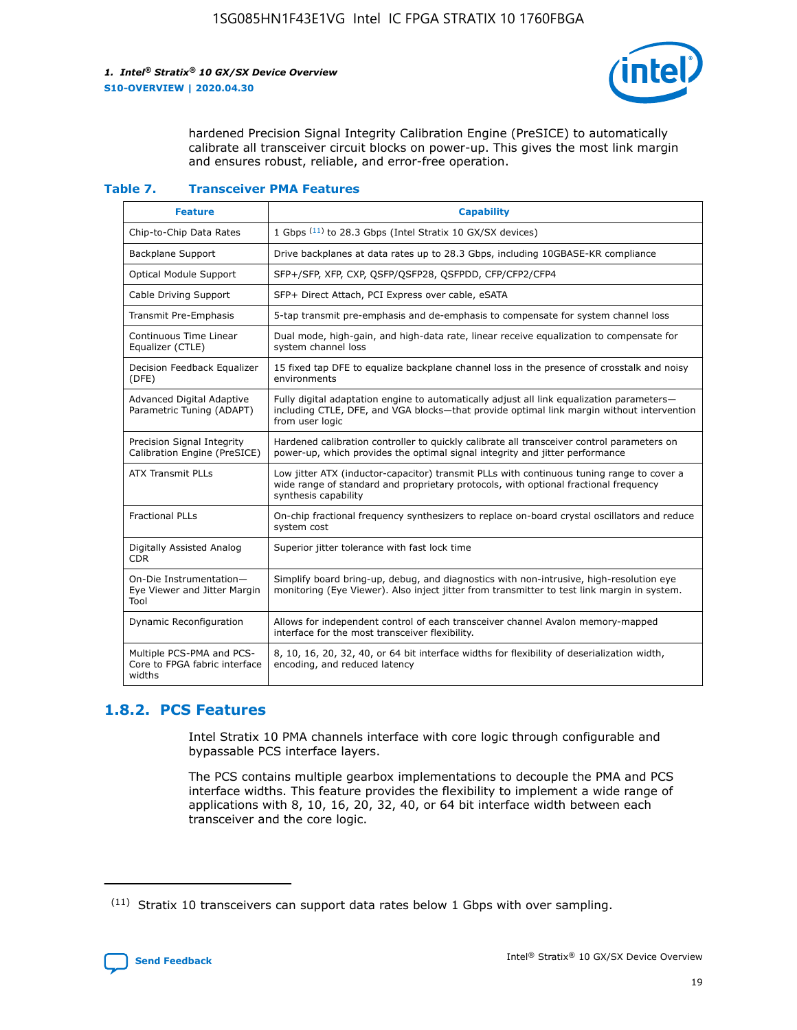hardened Precision Signal Integrity Calibration Engine (PreSICE) to automatically calibrate all transceiver circuit blocks on power-up. This gives the most link margin and ensures robust, reliable, and error-free operation.

**Table 7. Transceiver PMA Features**

| Feature | Capability |
| --- | --- |
| Chip-to-Chip Data Rates | 1 Gbps [11] to 28.3 Gbps (Intel Stratix 10 GX/SX devices) |
| Backplane Support | Drive backplanes at data rates up to 28.3 Gbps, including 10GBASE-KR compliance |
| Optical Module Support | SFP+/SFP, XFP, CXP, QSFP/QSFP28, QSFPDD, CFP/CFP2/CFP4 |
| Cable Driving Support | SFP+ Direct Attach, PCI Express over cable, eSATA |
| Transmit Pre-Emphasis | 5-tap transmit pre-emphasis and de-emphasis to compensate for system channel loss |
| Continuous Time Linear Equalizer (CTLE) | Dual mode, high-gain, and high-data rate, linear receive equalization to compensate for system channel loss |
| Decision Feedback Equalizer (DFE) | 15 fixed tap DFE to equalize backplane channel loss in the presence of crosstalk and noisy environments |
| Advanced Digital Adaptive Parametric Tuning (ADAPT) | Fully digital adaptation engine to automatically adjust all link equalization parameters—including CTLE, DFE, and VGA blocks—that provide optimal link margin without intervention from user logic |
| Precision Signal Integrity Calibration Engine (PreSICE) | Hardened calibration controller to quickly calibrate all transceiver control parameters on power-up, which provides the optimal signal integrity and jitter performance |
| ATX Transmit PLLs | Low jitter ATX (inductor-capacitor) transmit PLLs with continuous tuning range to cover a wide range of standard and proprietary protocols, with optional fractional frequency synthesis capability |
| Fractional PLLs | On-chip fractional frequency synthesizers to replace on-board crystal oscillators and reduce system cost |
| Digitally Assisted Analog CDR | Superior jitter tolerance with fast lock time |
| On-Die Instrumentation—Eye Viewer and Jitter Margin Tool | Simplify board bring-up, debug, and diagnostics with non-intrusive, high-resolution eye monitoring (Eye Viewer). Also inject jitter from transmitter to test link margin in system. |
| Dynamic Reconfiguration | Allows for independent control of each transceiver channel Avalon memory-mapped interface for the most transceiver flexibility. |
| Multiple PCS-PMA and PCS-Core to FPGA fabric interface widths | 8, 10, 16, 20, 32, 40, or 64 bit interface widths for flexibility of deserialization width, encoding, and reduced latency |

## 1.8.2. PCS Features

Intel Stratix 10 PMA channels interface with core logic through configurable and bypassable PCS interface layers.

The PCS contains multiple gearbox implementations to decouple the PMA and PCS interface widths. This feature provides the flexibility to implement a wide range of applications with 8, 10, 16, 20, 32, 40, or 64 bit interface width between each transceiver and the core logic.

[11] Stratix 10 transceivers can support data rates below 1 Gbps with over sampling.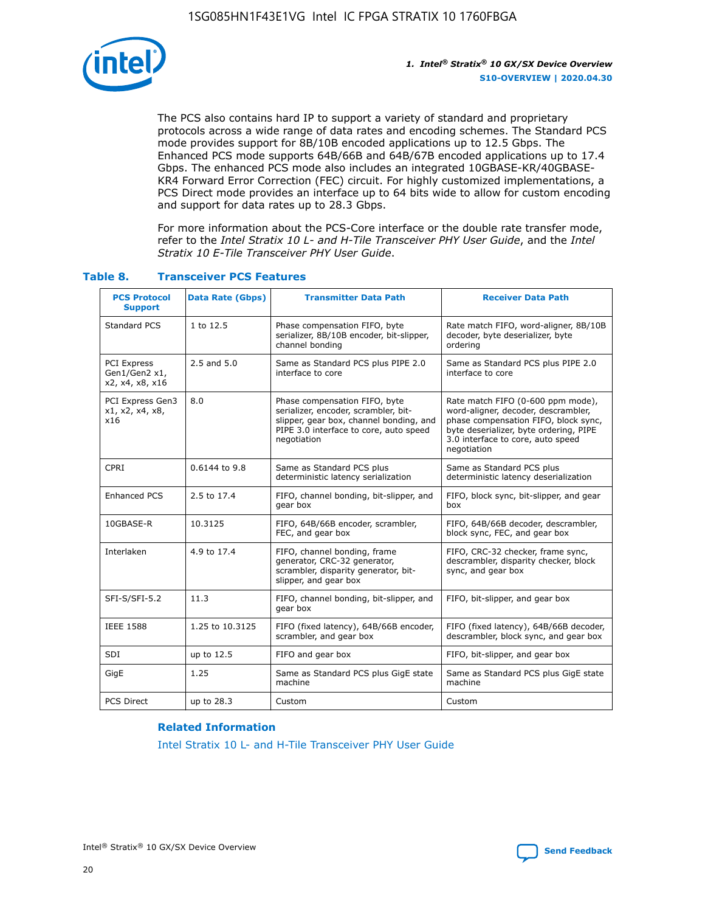The PCS also contains hard IP to support a variety of standard and proprietary protocols across a wide range of data rates and encoding schemes. The Standard PCS mode provides support for 8B/10B encoded applications up to 12.5 Gbps. The Enhanced PCS mode supports 64B/66B and 64B/67B encoded applications up to 17.4 Gbps. The enhanced PCS mode also includes an integrated 10GBASE-KR/40GBASE-KR4 Forward Error Correction (FEC) circuit. For highly customized implementations, a PCS Direct mode provides an interface up to 64 bits wide to allow for custom encoding and support for data rates up to 28.3 Gbps.

For more information about the PCS-Core interface or the double rate transfer mode, refer to the *Intel Stratix 10 L- and H-Tile Transceiver PHY User Guide*, and the *Intel Stratix 10 E-Tile Transceiver PHY User Guide*.

### Table 8. Transceiver PCS Features

| PCS Protocol Support | Data Rate (Gbps) | Transmitter Data Path | Receiver Data Path |
|---|---|---|---|
| Standard PCS | 1 to 12.5 | Phase compensation FIFO, byte serializer, 8B/10B encoder, bit-slipper, channel bonding | Rate match FIFO, word-aligner, 8B/10B decoder, byte deserializer, byte ordering |
| PCI Express Gen1/Gen2 x1, x2, x4, x8, x16 | 2.5 and 5.0 | Same as Standard PCS plus PIPE 2.0 interface to core | Same as Standard PCS plus PIPE 2.0 interface to core |
| PCI Express Gen3 x1, x2, x4, x8, x16 | 8.0 | Phase compensation FIFO, byte serializer, encoder, scrambler, bit-slipper, gear box, channel bonding, and PIPE 3.0 interface to core, auto speed negotiation | Rate match FIFO (0-600 ppm mode), word-aligner, decoder, descrambler, phase compensation FIFO, block sync, byte deserializer, byte ordering, PIPE 3.0 interface to core, auto speed negotiation |
| CPRI | 0.6144 to 9.8 | Same as Standard PCS plus deterministic latency serialization | Same as Standard PCS plus deterministic latency deserialization |
| Enhanced PCS | 2.5 to 17.4 | FIFO, channel bonding, bit-slipper, and gear box | FIFO, block sync, bit-slipper, and gear box |
| 10GBASE-R | 10.3125 | FIFO, 64B/66B encoder, scrambler, FEC, and gear box | FIFO, 64B/66B decoder, descrambler, block sync, FEC, and gear box |
| Interlaken | 4.9 to 17.4 | FIFO, channel bonding, frame generator, CRC-32 generator, scrambler, disparity generator, bit-slipper, and gear box | FIFO, CRC-32 checker, frame sync, descrambler, disparity checker, block sync, and gear box |
| SFI-S/SFI-5.2 | 11.3 | FIFO, channel bonding, bit-slipper, and gear box | FIFO, bit-slipper, and gear box |
| IEEE 1588 | 1.25 to 10.3125 | FIFO (fixed latency), 64B/66B encoder, scrambler, and gear box | FIFO (fixed latency), 64B/66B decoder, descrambler, block sync, and gear box |
| SDI | up to 12.5 | FIFO and gear box | FIFO, bit-slipper, and gear box |
| GigE | 1.25 | Same as Standard PCS plus GigE state machine | Same as Standard PCS plus GigE state machine |
| PCS Direct | up to 28.3 | Custom | Custom |

#### Related Information

Intel Stratix 10 L- and H-Tile Transceiver PHY User Guide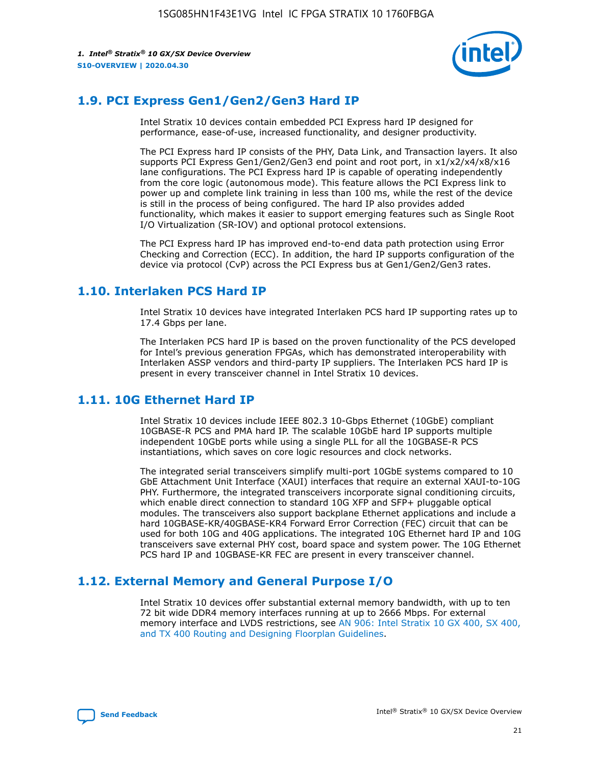## 1.9. PCI Express Gen1/Gen2/Gen3 Hard IP

Intel Stratix 10 devices contain embedded PCI Express hard IP designed for performance, ease-of-use, increased functionality, and designer productivity.

The PCI Express hard IP consists of the PHY, Data Link, and Transaction layers. It also supports PCI Express Gen1/Gen2/Gen3 end point and root port, in x1/x2/x4/x8/x16 lane configurations. The PCI Express hard IP is capable of operating independently from the core logic (autonomous mode). This feature allows the PCI Express link to power up and complete link training in less than 100 ms, while the rest of the device is still in the process of being configured. The hard IP also provides added functionality, which makes it easier to support emerging features such as Single Root I/O Virtualization (SR-IOV) and optional protocol extensions.

The PCI Express hard IP has improved end-to-end data path protection using Error Checking and Correction (ECC). In addition, the hard IP supports configuration of the device via protocol (CvP) across the PCI Express bus at Gen1/Gen2/Gen3 rates.

## 1.10. Interlaken PCS Hard IP

Intel Stratix 10 devices have integrated Interlaken PCS hard IP supporting rates up to 17.4 Gbps per lane.

The Interlaken PCS hard IP is based on the proven functionality of the PCS developed for Intel's previous generation FPGAs, which has demonstrated interoperability with Interlaken ASSP vendors and third-party IP suppliers. The Interlaken PCS hard IP is present in every transceiver channel in Intel Stratix 10 devices.

## 1.11. 10G Ethernet Hard IP

Intel Stratix 10 devices include IEEE 802.3 10-Gbps Ethernet (10GbE) compliant 10GBASE-R PCS and PMA hard IP. The scalable 10GbE hard IP supports multiple independent 10GbE ports while using a single PLL for all the 10GBASE-R PCS instantiations, which saves on core logic resources and clock networks.

The integrated serial transceivers simplify multi-port 10GbE systems compared to 10 GbE Attachment Unit Interface (XAUI) interfaces that require an external XAUI-to-10G PHY. Furthermore, the integrated transceivers incorporate signal conditioning circuits, which enable direct connection to standard 10G XFP and SFP+ pluggable optical modules. The transceivers also support backplane Ethernet applications and include a hard 10GBASE-KR/40GBASE-KR4 Forward Error Correction (FEC) circuit that can be used for both 10G and 40G applications. The integrated 10G Ethernet hard IP and 10G transceivers save external PHY cost, board space and system power. The 10G Ethernet PCS hard IP and 10GBASE-KR FEC are present in every transceiver channel.

## 1.12. External Memory and General Purpose I/O

Intel Stratix 10 devices offer substantial external memory bandwidth, with up to ten 72 bit wide DDR4 memory interfaces running at up to 2666 Mbps. For external memory interface and LVDS restrictions, see AN 906: Intel Stratix 10 GX 400, SX 400, and TX 400 Routing and Designing Floorplan Guidelines.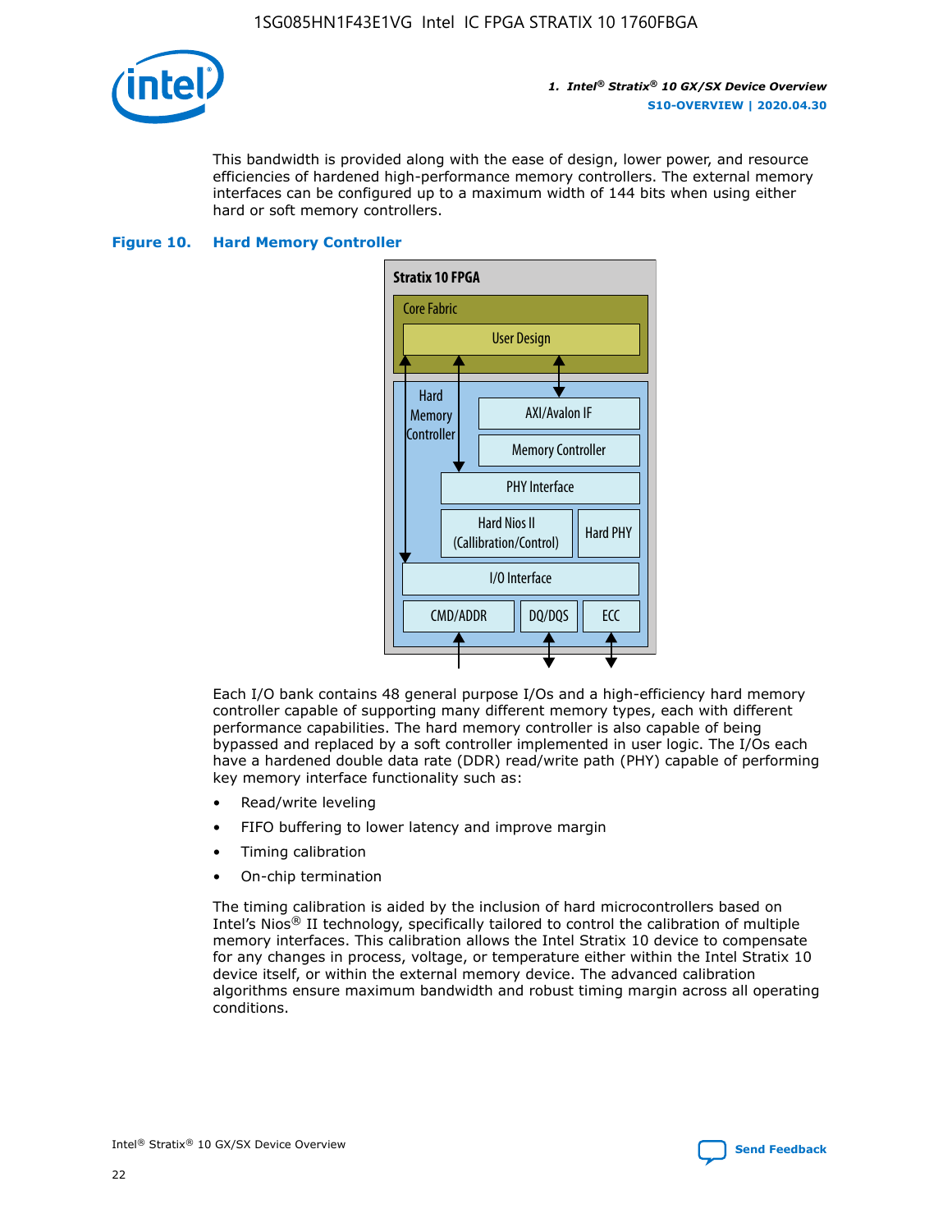This bandwidth is provided along with the ease of design, lower power, and resource efficiencies of hardened high-performance memory controllers. The external memory interfaces can be configured up to a maximum width of 144 bits when using either hard or soft memory controllers.

**Figure 10. Hard Memory Controller**

Each I/O bank contains 48 general purpose I/Os and a high-efficiency hard memory controller capable of supporting many different memory types, each with different performance capabilities. The hard memory controller is also capable of being bypassed and replaced by a soft controller implemented in user logic. The I/Os each have a hardened double data rate (DDR) read/write path (PHY) capable of performing key memory interface functionality such as:

- Read/write leveling
- FIFO buffering to lower latency and improve margin
- Timing calibration
- On-chip termination

The timing calibration is aided by the inclusion of hard microcontrollers based on Intel's Nios® II technology, specifically tailored to control the calibration of multiple memory interfaces. This calibration allows the Intel Stratix 10 device to compensate for any changes in process, voltage, or temperature either within the Intel Stratix 10 device itself, or within the external memory device. The advanced calibration algorithms ensure maximum bandwidth and robust timing margin across all operating conditions.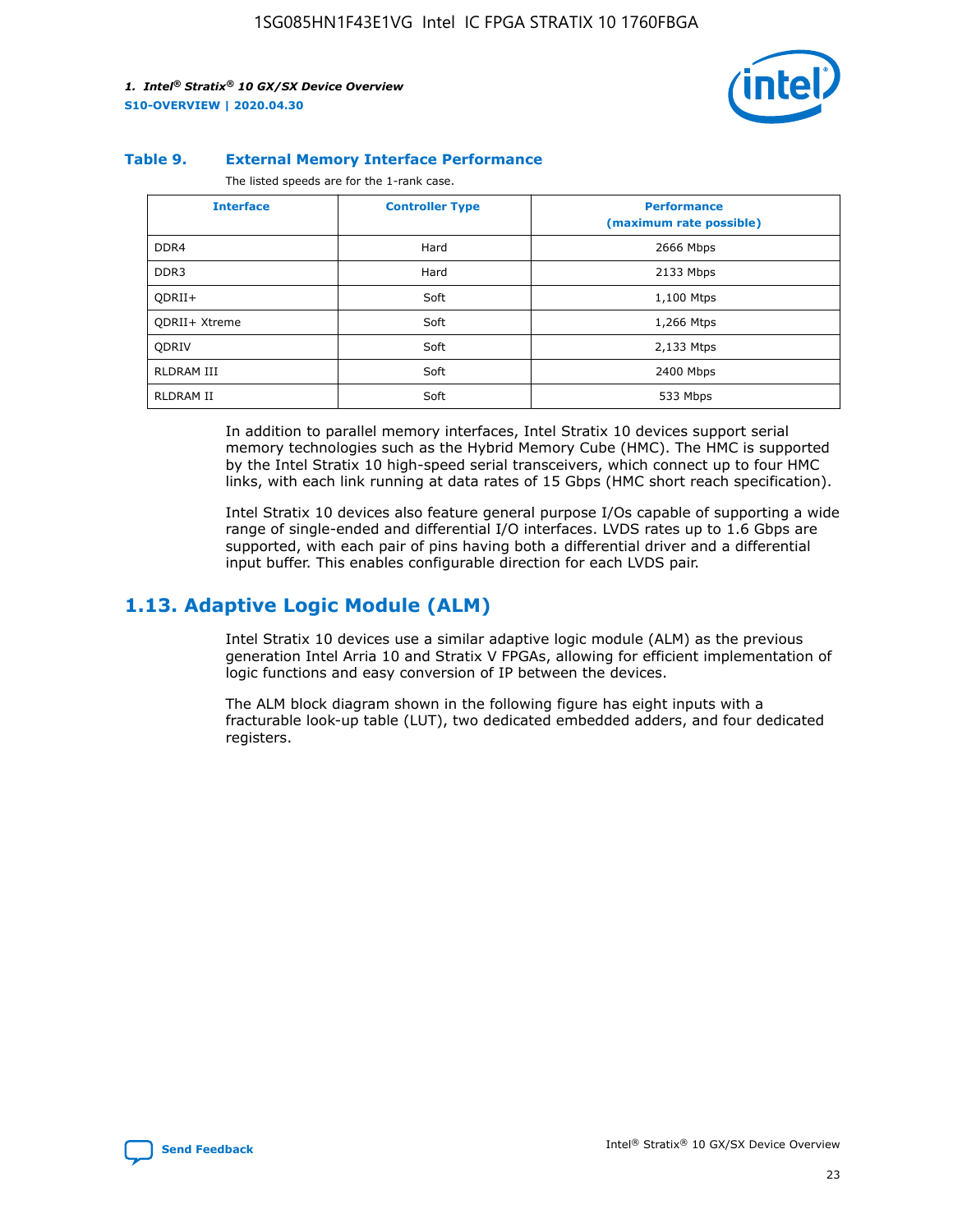**Table 9. External Memory Interface Performance**

The listed speeds are for the 1-rank case.

| Interface | Controller Type | Performance (maximum rate possible) |
| --- | --- | --- |
| DDR4 | Hard | 2666 Mbps |
| DDR3 | Hard | 2133 Mbps |
| QDRII+ | Soft | 1,100 Mtps |
| QDRII+ Xtreme | Soft | 1,266 Mtps |
| QDRIV | Soft | 2,133 Mtps |
| RLDRAM III | Soft | 2400 Mbps |
| RLDRAM II | Soft | 533 Mbps |

In addition to parallel memory interfaces, Intel Stratix 10 devices support serial memory technologies such as the Hybrid Memory Cube (HMC). The HMC is supported by the Intel Stratix 10 high-speed serial transceivers, which connect up to four HMC links, with each link running at data rates of 15 Gbps (HMC short reach specification).

Intel Stratix 10 devices also feature general purpose I/Os capable of supporting a wide range of single-ended and differential I/O interfaces. LVDS rates up to 1.6 Gbps are supported, with each pair of pins having both a differential driver and a differential input buffer. This enables configurable direction for each LVDS pair.

## 1.13. Adaptive Logic Module (ALM)

Intel Stratix 10 devices use a similar adaptive logic module (ALM) as the previous generation Intel Arria 10 and Stratix V FPGAs, allowing for efficient implementation of logic functions and easy conversion of IP between the devices.

The ALM block diagram shown in the following figure has eight inputs with a fracturable look-up table (LUT), two dedicated embedded adders, and four dedicated registers.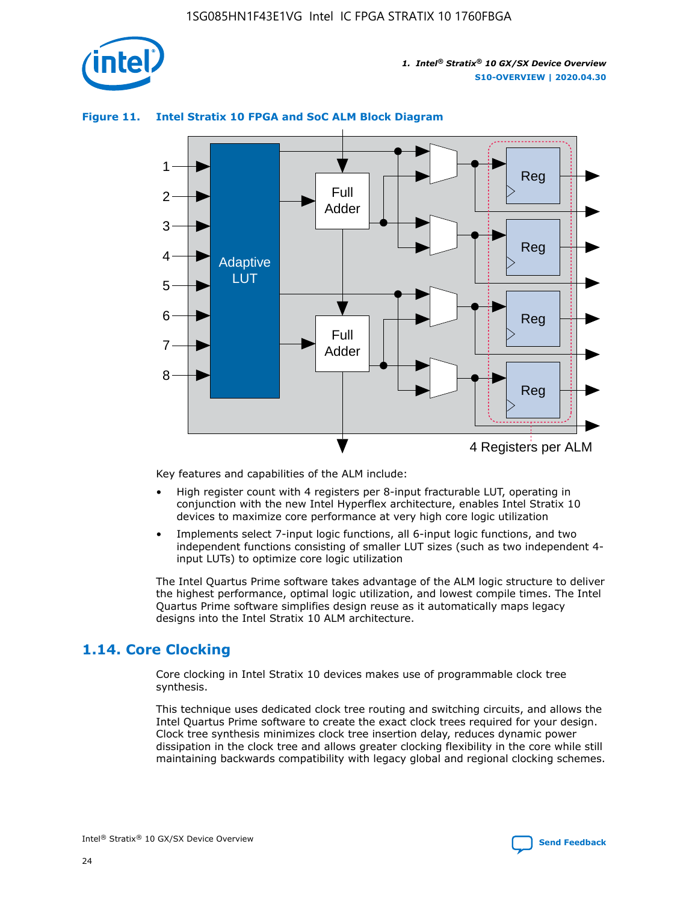**Figure 11. Intel Stratix 10 FPGA and SoC ALM Block Diagram**

Key features and capabilities of the ALM include:

- High register count with 4 registers per 8-input fracturable LUT, operating in conjunction with the new Intel Hyperflex architecture, enables Intel Stratix 10 devices to maximize core performance at very high core logic utilization
- Implements select 7-input logic functions, all 6-input logic functions, and two independent functions consisting of smaller LUT sizes (such as two independent 4-input LUTs) to optimize core logic utilization

The Intel Quartus Prime software takes advantage of the ALM logic structure to deliver the highest performance, optimal logic utilization, and lowest compile times. The Intel Quartus Prime software simplifies design reuse as it automatically maps legacy designs into the Intel Stratix 10 ALM architecture.

## 1.14. Core Clocking

Core clocking in Intel Stratix 10 devices makes use of programmable clock tree synthesis.

This technique uses dedicated clock tree routing and switching circuits, and allows the Intel Quartus Prime software to create the exact clock trees required for your design. Clock tree synthesis minimizes clock tree insertion delay, reduces dynamic power dissipation in the clock tree and allows greater clocking flexibility in the core while still maintaining backwards compatibility with legacy global and regional clocking schemes.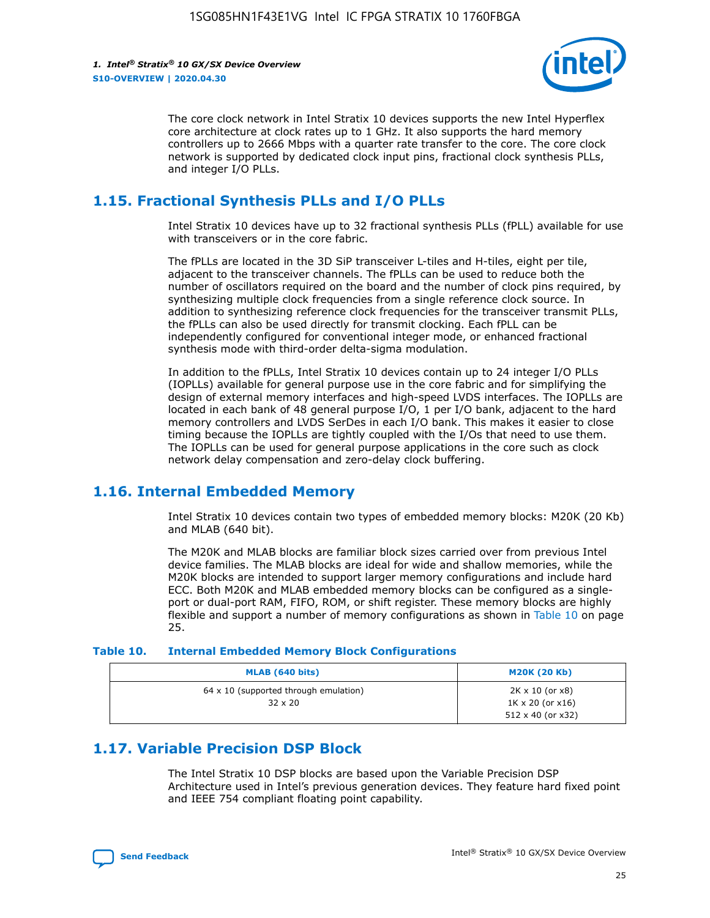The core clock network in Intel Stratix 10 devices supports the new Intel Hyperflex core architecture at clock rates up to 1 GHz. It also supports the hard memory controllers up to 2666 Mbps with a quarter rate transfer to the core. The core clock network is supported by dedicated clock input pins, fractional clock synthesis PLLs, and integer I/O PLLs.

## 1.15. Fractional Synthesis PLLs and I/O PLLs

Intel Stratix 10 devices have up to 32 fractional synthesis PLLs (fPLL) available for use with transceivers or in the core fabric.

The fPLLs are located in the 3D SiP transceiver L-tiles and H-tiles, eight per tile, adjacent to the transceiver channels. The fPLLs can be used to reduce both the number of oscillators required on the board and the number of clock pins required, by synthesizing multiple clock frequencies from a single reference clock source. In addition to synthesizing reference clock frequencies for the transceiver transmit PLLs, the fPLLs can also be used directly for transmit clocking. Each fPLL can be independently configured for conventional integer mode, or enhanced fractional synthesis mode with third-order delta-sigma modulation.

In addition to the fPLLs, Intel Stratix 10 devices contain up to 24 integer I/O PLLs (IOPLLs) available for general purpose use in the core fabric and for simplifying the design of external memory interfaces and high-speed LVDS interfaces. The IOPLLs are located in each bank of 48 general purpose I/O, 1 per I/O bank, adjacent to the hard memory controllers and LVDS SerDes in each I/O bank. This makes it easier to close timing because the IOPLLs are tightly coupled with the I/Os that need to use them. The IOPLLs can be used for general purpose applications in the core such as clock network delay compensation and zero-delay clock buffering.

## 1.16. Internal Embedded Memory

Intel Stratix 10 devices contain two types of embedded memory blocks: M20K (20 Kb) and MLAB (640 bit).

The M20K and MLAB blocks are familiar block sizes carried over from previous Intel device families. The MLAB blocks are ideal for wide and shallow memories, while the M20K blocks are intended to support larger memory configurations and include hard ECC. Both M20K and MLAB embedded memory blocks can be configured as a single-port or dual-port RAM, FIFO, ROM, or shift register. These memory blocks are highly flexible and support a number of memory configurations as shown in Table 10 on page 25.

**Table 10. Internal Embedded Memory Block Configurations**

| MLAB (640 bits) | M20K (20 Kb) |
|---|---|
| 64 x 10 (supported through emulation)<br>32 x 20 | 2K x 10 (or x8)<br>1K x 20 (or x16)<br>512 x 40 (or x32) |

## 1.17. Variable Precision DSP Block

The Intel Stratix 10 DSP blocks are based upon the Variable Precision DSP Architecture used in Intel's previous generation devices. They feature hard fixed point and IEEE 754 compliant floating point capability.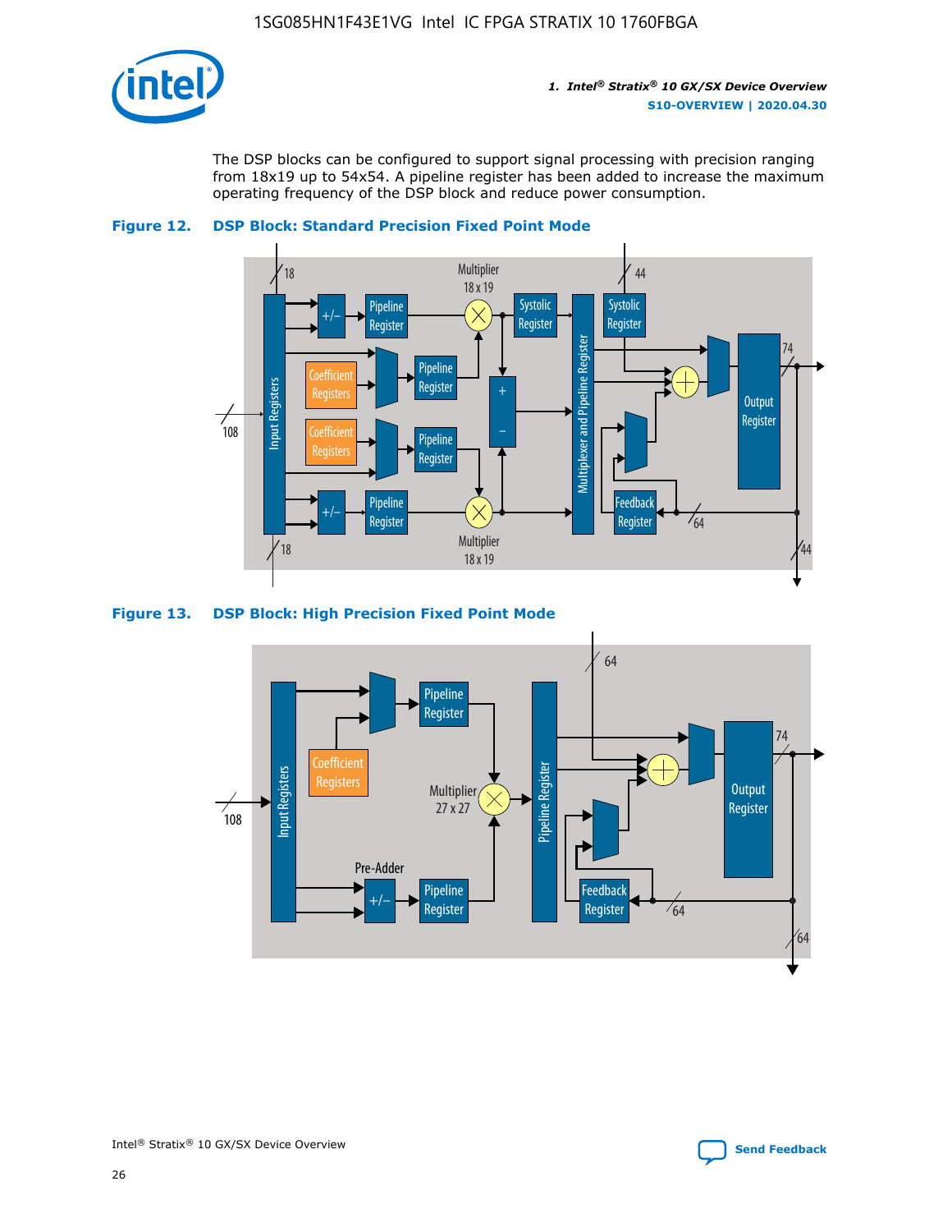The DSP blocks can be configured to support signal processing with precision ranging from 18x19 up to 54x54. A pipeline register has been added to increase the maximum operating frequency of the DSP block and reduce power consumption.

**Figure 12. DSP Block: Standard Precision Fixed Point Mode**

**Figure 13. DSP Block: High Precision Fixed Point Mode**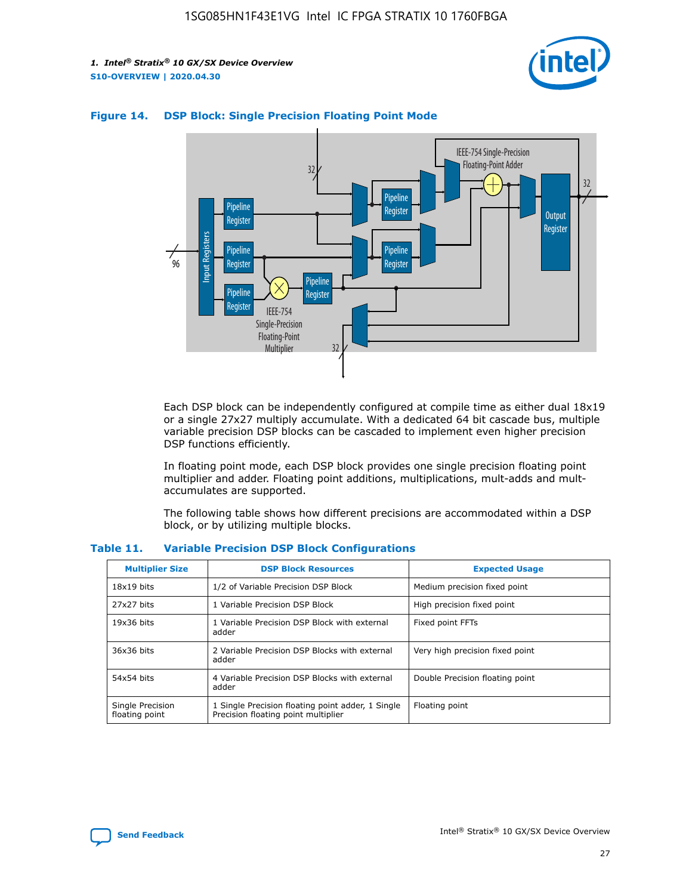#### Figure 14. DSP Block: Single Precision Floating Point Mode

Each DSP block can be independently configured at compile time as either dual 18x19 or a single 27x27 multiply accumulate. With a dedicated 64 bit cascade bus, multiple variable precision DSP blocks can be cascaded to implement even higher precision DSP functions efficiently.

In floating point mode, each DSP block provides one single precision floating point multiplier and adder. Floating point additions, multiplications, mult-adds and mult-accumulates are supported.

The following table shows how different precisions are accommodated within a DSP block, or by utilizing multiple blocks.

#### Table 11. Variable Precision DSP Block Configurations

| Multiplier Size | DSP Block Resources | Expected Usage |
| --- | --- | --- |
| 18x19 bits | 1/2 of Variable Precision DSP Block | Medium precision fixed point |
| 27x27 bits | 1 Variable Precision DSP Block | High precision fixed point |
| 19x36 bits | 1 Variable Precision DSP Block with external adder | Fixed point FFTs |
| 36x36 bits | 2 Variable Precision DSP Blocks with external adder | Very high precision fixed point |
| 54x54 bits | 4 Variable Precision DSP Blocks with external adder | Double Precision floating point |
| Single Precision floating point | 1 Single Precision floating point adder, 1 Single Precision floating point multiplier | Floating point |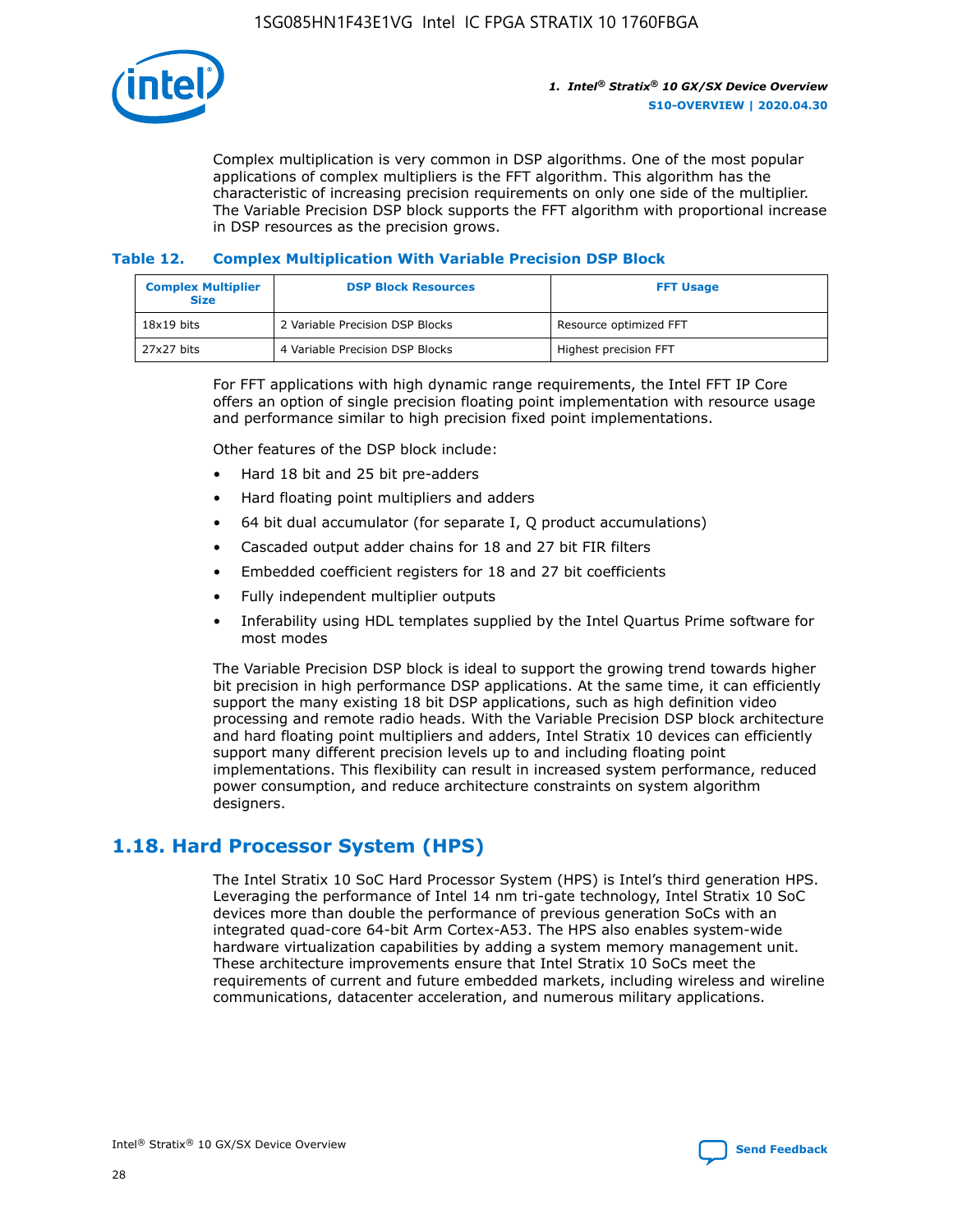Complex multiplication is very common in DSP algorithms. One of the most popular applications of complex multipliers is the FFT algorithm. This algorithm has the characteristic of increasing precision requirements on only one side of the multiplier. The Variable Precision DSP block supports the FFT algorithm with proportional increase in DSP resources as the precision grows.

**Table 12. Complex Multiplication With Variable Precision DSP Block**

| Complex Multiplier Size | DSP Block Resources | FFT Usage |
|---|---|---|
| 18x19 bits | 2 Variable Precision DSP Blocks | Resource optimized FFT |
| 27x27 bits | 4 Variable Precision DSP Blocks | Highest precision FFT |

For FFT applications with high dynamic range requirements, the Intel FFT IP Core offers an option of single precision floating point implementation with resource usage and performance similar to high precision fixed point implementations.

Other features of the DSP block include:

- Hard 18 bit and 25 bit pre-adders
- Hard floating point multipliers and adders
- 64 bit dual accumulator (for separate I, Q product accumulations)
- Cascaded output adder chains for 18 and 27 bit FIR filters
- Embedded coefficient registers for 18 and 27 bit coefficients
- Fully independent multiplier outputs
- Inferability using HDL templates supplied by the Intel Quartus Prime software for most modes

The Variable Precision DSP block is ideal to support the growing trend towards higher bit precision in high performance DSP applications. At the same time, it can efficiently support the many existing 18 bit DSP applications, such as high definition video processing and remote radio heads. With the Variable Precision DSP block architecture and hard floating point multipliers and adders, Intel Stratix 10 devices can efficiently support many different precision levels up to and including floating point implementations. This flexibility can result in increased system performance, reduced power consumption, and reduce architecture constraints on system algorithm designers.

## 1.18. Hard Processor System (HPS)

The Intel Stratix 10 SoC Hard Processor System (HPS) is Intel's third generation HPS. Leveraging the performance of Intel 14 nm tri-gate technology, Intel Stratix 10 SoC devices more than double the performance of previous generation SoCs with an integrated quad-core 64-bit Arm Cortex-A53. The HPS also enables system-wide hardware virtualization capabilities by adding a system memory management unit. These architecture improvements ensure that Intel Stratix 10 SoCs meet the requirements of current and future embedded markets, including wireless and wireline communications, datacenter acceleration, and numerous military applications.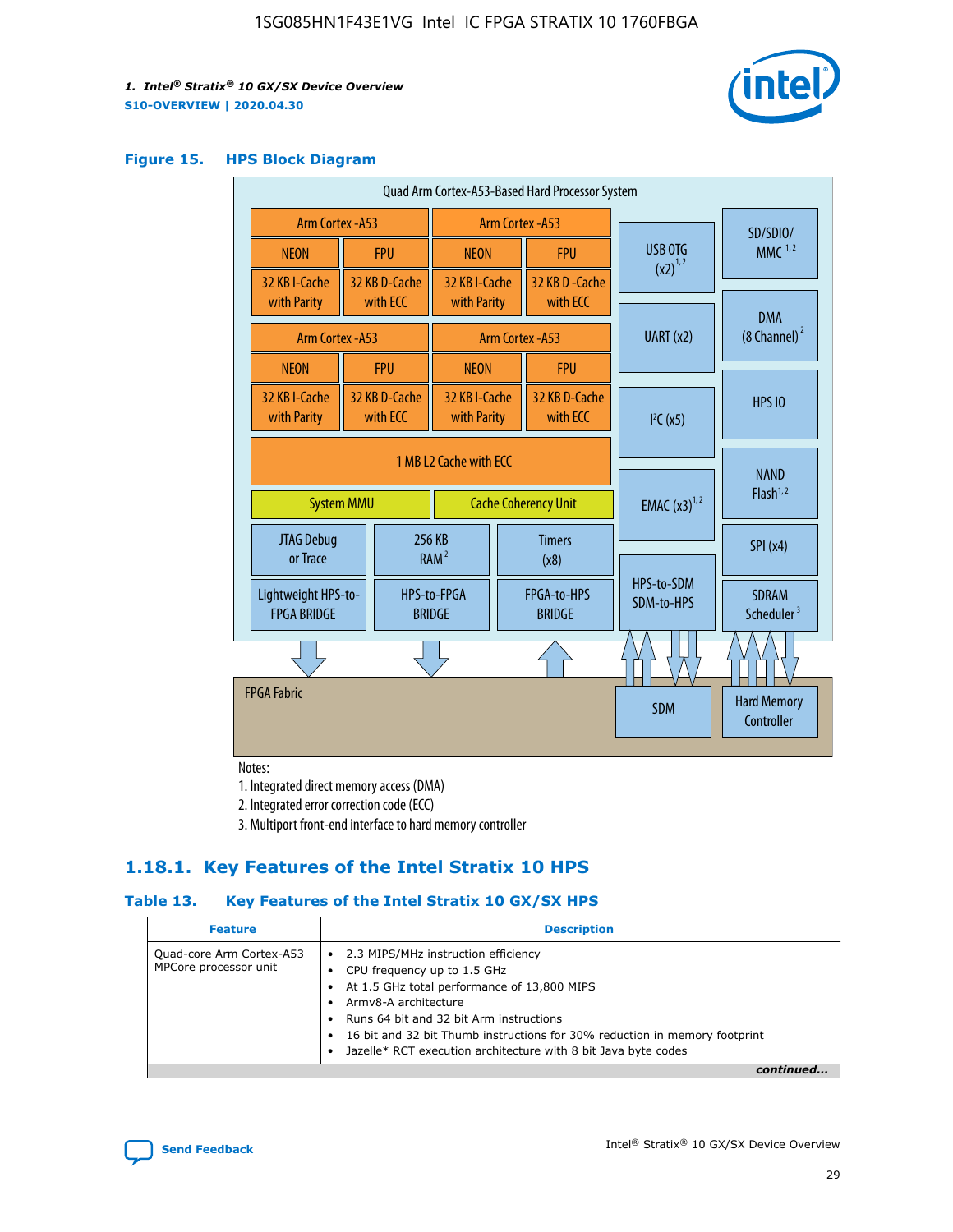### Figure 15. HPS Block Diagram

Quad Arm Cortex-A53-Based Hard Processor System

| Arm Cortex -A53 | | Arm Cortex -A53 | |
|---|---|---|---|
| NEON | FPU | NEON | FPU |
| 32 KB I-Cache with Parity | 32 KB D-Cache with ECC | 32 KB I-Cache with Parity | 32 KB D -Cache with ECC |

| Arm Cortex -A53 | | Arm Cortex -A53 | |
|---|---|---|---|
| NEON | FPU | NEON | FPU |
| 32 KB I-Cache with Parity | 32 KB D-Cache with ECC | 32 KB I-Cache with Parity | 32 KB D-Cache with ECC |

1 MB L2 Cache with ECC

System MMU | Cache Coherency Unit

JTAG Debug or Trace | 256 KB RAM[2] | Timers (x8)

Lightweight HPS-to-FPGA BRIDGE | HPS-to-FPGA BRIDGE | FPGA-to-HPS BRIDGE

USB OTG (x2)[1,2] | UART (x2) | I²C (x5) | EMAC (x3)[1,2] | HPS-to-SDM SDM-to-HPS

SD/SDIO/MMC[1,2] | DMA (8 Channel)[2] | HPS IO | NAND Flash[1,2] | SPI (x4) | SDRAM Scheduler[3]

FPGA Fabric | SDM | Hard Memory Controller

Notes:

1. Integrated direct memory access (DMA)
2. Integrated error correction code (ECC)
3. Multiport front-end interface to hard memory controller

## 1.18.1. Key Features of the Intel Stratix 10 HPS

### Table 13. Key Features of the Intel Stratix 10 GX/SX HPS

| Feature | Description |
|---|---|
| Quad-core Arm Cortex-A53 MPCore processor unit | • 2.3 MIPS/MHz instruction efficiency<br>• CPU frequency up to 1.5 GHz<br>• At 1.5 GHz total performance of 13,800 MIPS<br>• Armv8-A architecture<br>• Runs 64 bit and 32 bit Arm instructions<br>• 16 bit and 32 bit Thumb instructions for 30% reduction in memory footprint<br>• Jazelle* RCT execution architecture with 8 bit Java byte codes |

*continued...*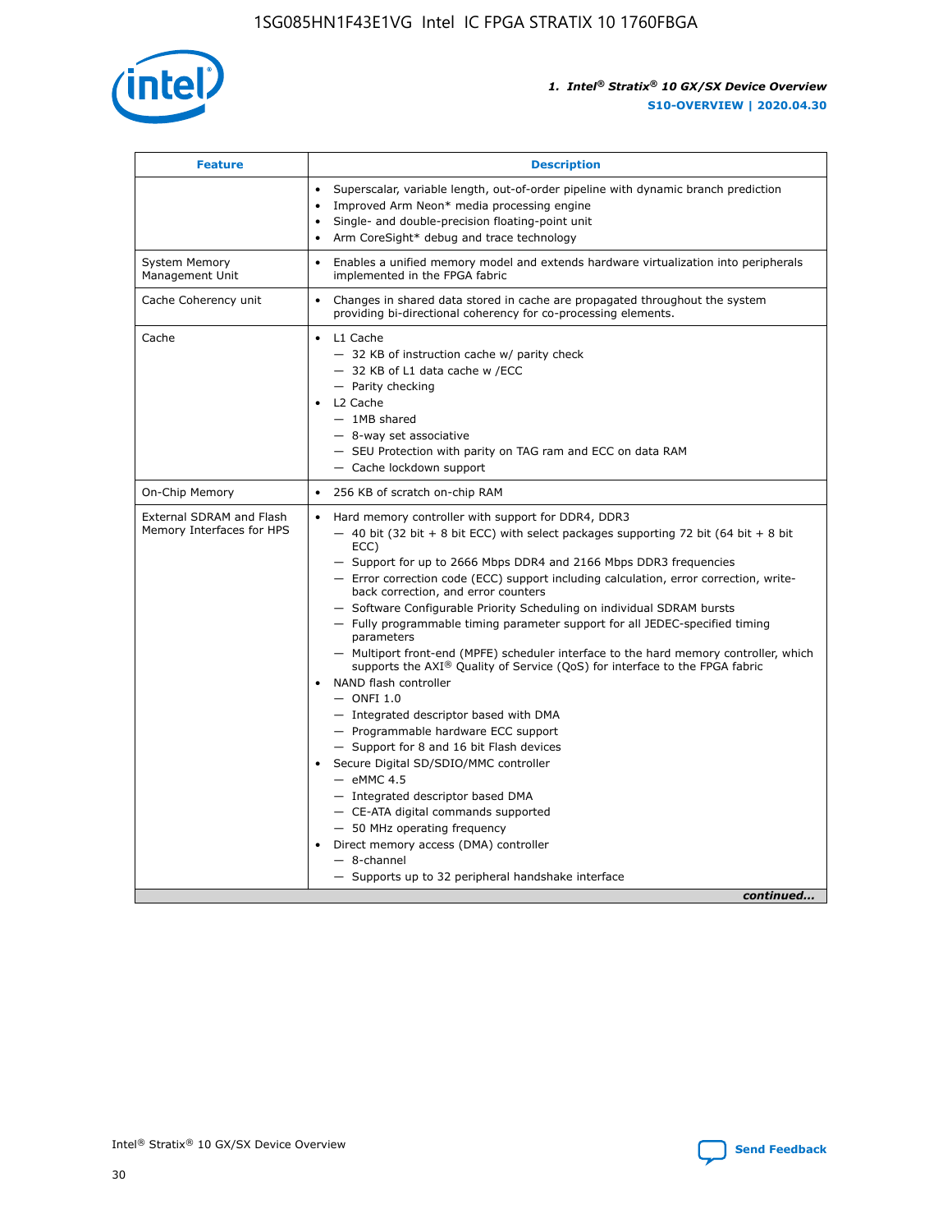| Feature | Description |
| --- | --- |
| | • Superscalar, variable length, out-of-order pipeline with dynamic branch prediction<br>• Improved Arm Neon* media processing engine<br>• Single- and double-precision floating-point unit<br>• Arm CoreSight* debug and trace technology |
| System Memory Management Unit | • Enables a unified memory model and extends hardware virtualization into peripherals implemented in the FPGA fabric |
| Cache Coherency unit | • Changes in shared data stored in cache are propagated throughout the system providing bi-directional coherency for co-processing elements. |
| Cache | • L1 Cache<br>— 32 KB of instruction cache w/ parity check<br>— 32 KB of L1 data cache w /ECC<br>— Parity checking<br>• L2 Cache<br>— 1MB shared<br>— 8-way set associative<br>— SEU Protection with parity on TAG ram and ECC on data RAM<br>— Cache lockdown support |
| On-Chip Memory | • 256 KB of scratch on-chip RAM |
| External SDRAM and Flash Memory Interfaces for HPS | • Hard memory controller with support for DDR4, DDR3<br>— 40 bit (32 bit + 8 bit ECC) with select packages supporting 72 bit (64 bit + 8 bit ECC)<br>— Support for up to 2666 Mbps DDR4 and 2166 Mbps DDR3 frequencies<br>— Error correction code (ECC) support including calculation, error correction, write-back correction, and error counters<br>— Software Configurable Priority Scheduling on individual SDRAM bursts<br>— Fully programmable timing parameter support for all JEDEC-specified timing parameters<br>— Multiport front-end (MPFE) scheduler interface to the hard memory controller, which supports the AXI® Quality of Service (QoS) for interface to the FPGA fabric<br>• NAND flash controller<br>— ONFI 1.0<br>— Integrated descriptor based with DMA<br>— Programmable hardware ECC support<br>— Support for 8 and 16 bit Flash devices<br>• Secure Digital SD/SDIO/MMC controller<br>— eMMC 4.5<br>— Integrated descriptor based DMA<br>— CE-ATA digital commands supported<br>— 50 MHz operating frequency<br>• Direct memory access (DMA) controller<br>— 8-channel<br>— Supports up to 32 peripheral handshake interface |

*continued...*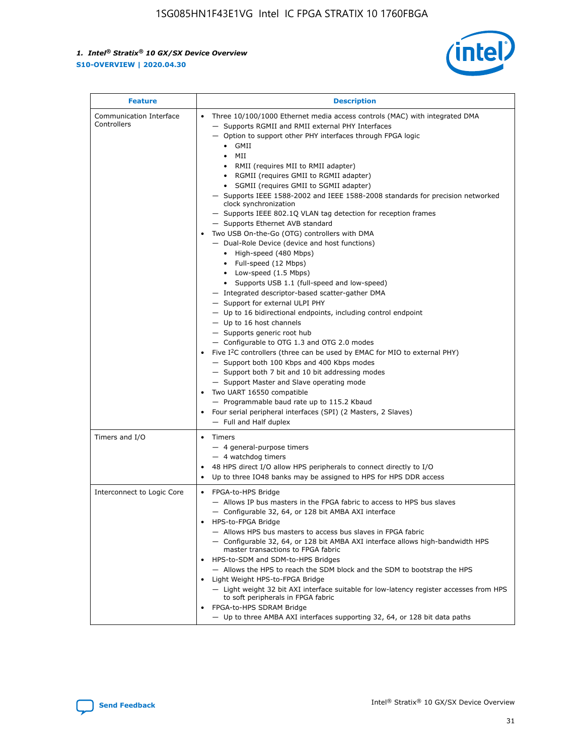| Feature | Description |
| --- | --- |
| Communication Interface Controllers | • Three 10/100/1000 Ethernet media access controls (MAC) with integrated DMA<br>— Supports RGMII and RMII external PHY Interfaces<br>— Option to support other PHY interfaces through FPGA logic<br>• GMII<br>• MII<br>• RMII (requires MII to RMII adapter)<br>• RGMII (requires GMII to RGMII adapter)<br>• SGMII (requires GMII to SGMII adapter)<br>— Supports IEEE 1588-2002 and IEEE 1588-2008 standards for precision networked clock synchronization<br>— Supports IEEE 802.1Q VLAN tag detection for reception frames<br>— Supports Ethernet AVB standard<br>• Two USB On-the-Go (OTG) controllers with DMA<br>— Dual-Role Device (device and host functions)<br>• High-speed (480 Mbps)<br>• Full-speed (12 Mbps)<br>• Low-speed (1.5 Mbps)<br>• Supports USB 1.1 (full-speed and low-speed)<br>— Integrated descriptor-based scatter-gather DMA<br>— Support for external ULPI PHY<br>— Up to 16 bidirectional endpoints, including control endpoint<br>— Up to 16 host channels<br>— Supports generic root hub<br>— Configurable to OTG 1.3 and OTG 2.0 modes<br>• Five I$^2$C controllers (three can be used by EMAC for MIO to external PHY)<br>— Support both 100 Kbps and 400 Kbps modes<br>— Support both 7 bit and 10 bit addressing modes<br>— Support Master and Slave operating mode<br>• Two UART 16550 compatible<br>— Programmable baud rate up to 115.2 Kbaud<br>• Four serial peripheral interfaces (SPI) (2 Masters, 2 Slaves)<br>— Full and Half duplex |
| Timers and I/O | • Timers<br>— 4 general-purpose timers<br>— 4 watchdog timers<br>• 48 HPS direct I/O allow HPS peripherals to connect directly to I/O<br>• Up to three IO48 banks may be assigned to HPS for HPS DDR access |
| Interconnect to Logic Core | • FPGA-to-HPS Bridge<br>— Allows IP bus masters in the FPGA fabric to access to HPS bus slaves<br>— Configurable 32, 64, or 128 bit AMBA AXI interface<br>• HPS-to-FPGA Bridge<br>— Allows HPS bus masters to access bus slaves in FPGA fabric<br>— Configurable 32, 64, or 128 bit AMBA AXI interface allows high-bandwidth HPS master transactions to FPGA fabric<br>• HPS-to-SDM and SDM-to-HPS Bridges<br>— Allows the HPS to reach the SDM block and the SDM to bootstrap the HPS<br>• Light Weight HPS-to-FPGA Bridge<br>— Light weight 32 bit AXI interface suitable for low-latency register accesses from HPS to soft peripherals in FPGA fabric<br>• FPGA-to-HPS SDRAM Bridge<br>— Up to three AMBA AXI interfaces supporting 32, 64, or 128 bit data paths |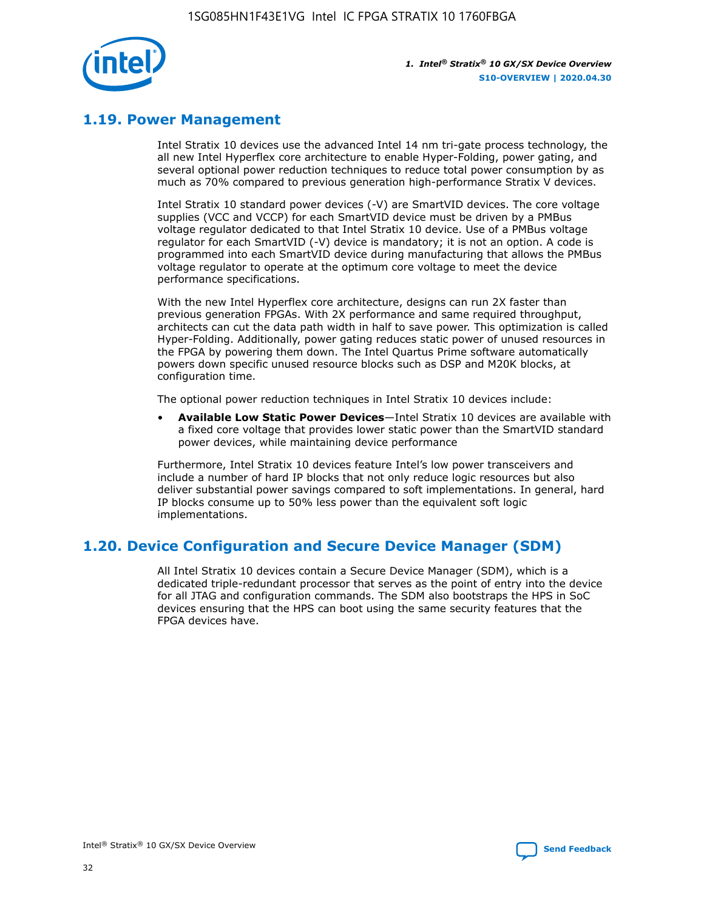## 1.19. Power Management

Intel Stratix 10 devices use the advanced Intel 14 nm tri-gate process technology, the all new Intel Hyperflex core architecture to enable Hyper-Folding, power gating, and several optional power reduction techniques to reduce total power consumption by as much as 70% compared to previous generation high-performance Stratix V devices.

Intel Stratix 10 standard power devices (-V) are SmartVID devices. The core voltage supplies (VCC and VCCP) for each SmartVID device must be driven by a PMBus voltage regulator dedicated to that Intel Stratix 10 device. Use of a PMBus voltage regulator for each SmartVID (-V) device is mandatory; it is not an option. A code is programmed into each SmartVID device during manufacturing that allows the PMBus voltage regulator to operate at the optimum core voltage to meet the device performance specifications.

With the new Intel Hyperflex core architecture, designs can run 2X faster than previous generation FPGAs. With 2X performance and same required throughput, architects can cut the data path width in half to save power. This optimization is called Hyper-Folding. Additionally, power gating reduces static power of unused resources in the FPGA by powering them down. The Intel Quartus Prime software automatically powers down specific unused resource blocks such as DSP and M20K blocks, at configuration time.

The optional power reduction techniques in Intel Stratix 10 devices include:

- **Available Low Static Power Devices**—Intel Stratix 10 devices are available with a fixed core voltage that provides lower static power than the SmartVID standard power devices, while maintaining device performance

Furthermore, Intel Stratix 10 devices feature Intel's low power transceivers and include a number of hard IP blocks that not only reduce logic resources but also deliver substantial power savings compared to soft implementations. In general, hard IP blocks consume up to 50% less power than the equivalent soft logic implementations.

## 1.20. Device Configuration and Secure Device Manager (SDM)

All Intel Stratix 10 devices contain a Secure Device Manager (SDM), which is a dedicated triple-redundant processor that serves as the point of entry into the device for all JTAG and configuration commands. The SDM also bootstraps the HPS in SoC devices ensuring that the HPS can boot using the same security features that the FPGA devices have.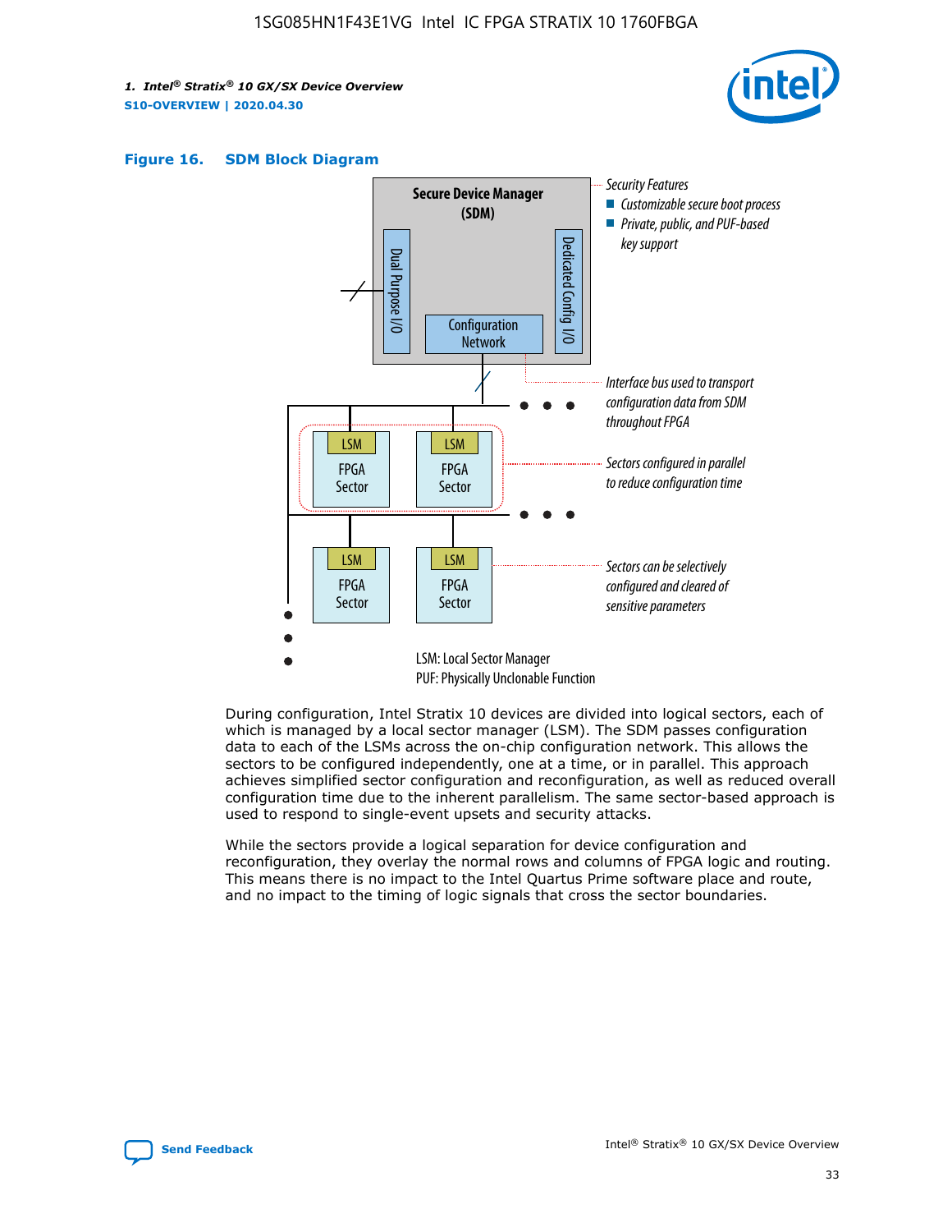**Figure 16. SDM Block Diagram**

During configuration, Intel Stratix 10 devices are divided into logical sectors, each of which is managed by a local sector manager (LSM). The SDM passes configuration data to each of the LSMs across the on-chip configuration network. This allows the sectors to be configured independently, one at a time, or in parallel. This approach achieves simplified sector configuration and reconfiguration, as well as reduced overall configuration time due to the inherent parallelism. The same sector-based approach is used to respond to single-event upsets and security attacks.

While the sectors provide a logical separation for device configuration and reconfiguration, they overlay the normal rows and columns of FPGA logic and routing. This means there is no impact to the Intel Quartus Prime software place and route, and no impact to the timing of logic signals that cross the sector boundaries.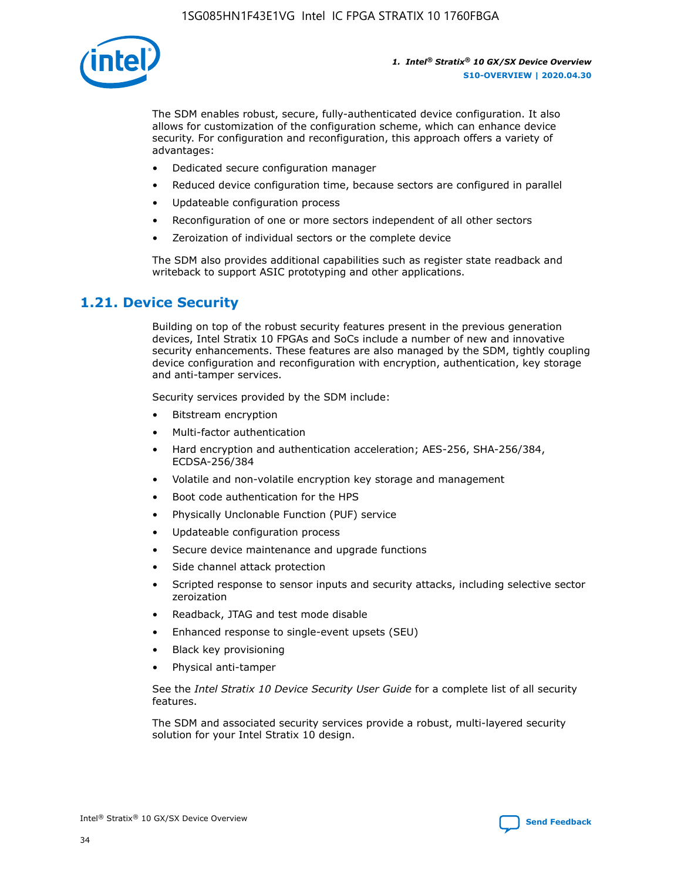The SDM enables robust, secure, fully-authenticated device configuration. It also allows for customization of the configuration scheme, which can enhance device security. For configuration and reconfiguration, this approach offers a variety of advantages:

- Dedicated secure configuration manager
- Reduced device configuration time, because sectors are configured in parallel
- Updateable configuration process
- Reconfiguration of one or more sectors independent of all other sectors
- Zeroization of individual sectors or the complete device

The SDM also provides additional capabilities such as register state readback and writeback to support ASIC prototyping and other applications.

## 1.21. Device Security

Building on top of the robust security features present in the previous generation devices, Intel Stratix 10 FPGAs and SoCs include a number of new and innovative security enhancements. These features are also managed by the SDM, tightly coupling device configuration and reconfiguration with encryption, authentication, key storage and anti-tamper services.

Security services provided by the SDM include:

- Bitstream encryption
- Multi-factor authentication
- Hard encryption and authentication acceleration; AES-256, SHA-256/384, ECDSA-256/384
- Volatile and non-volatile encryption key storage and management
- Boot code authentication for the HPS
- Physically Unclonable Function (PUF) service
- Updateable configuration process
- Secure device maintenance and upgrade functions
- Side channel attack protection
- Scripted response to sensor inputs and security attacks, including selective sector zeroization
- Readback, JTAG and test mode disable
- Enhanced response to single-event upsets (SEU)
- Black key provisioning
- Physical anti-tamper

See the *Intel Stratix 10 Device Security User Guide* for a complete list of all security features.

The SDM and associated security services provide a robust, multi-layered security solution for your Intel Stratix 10 design.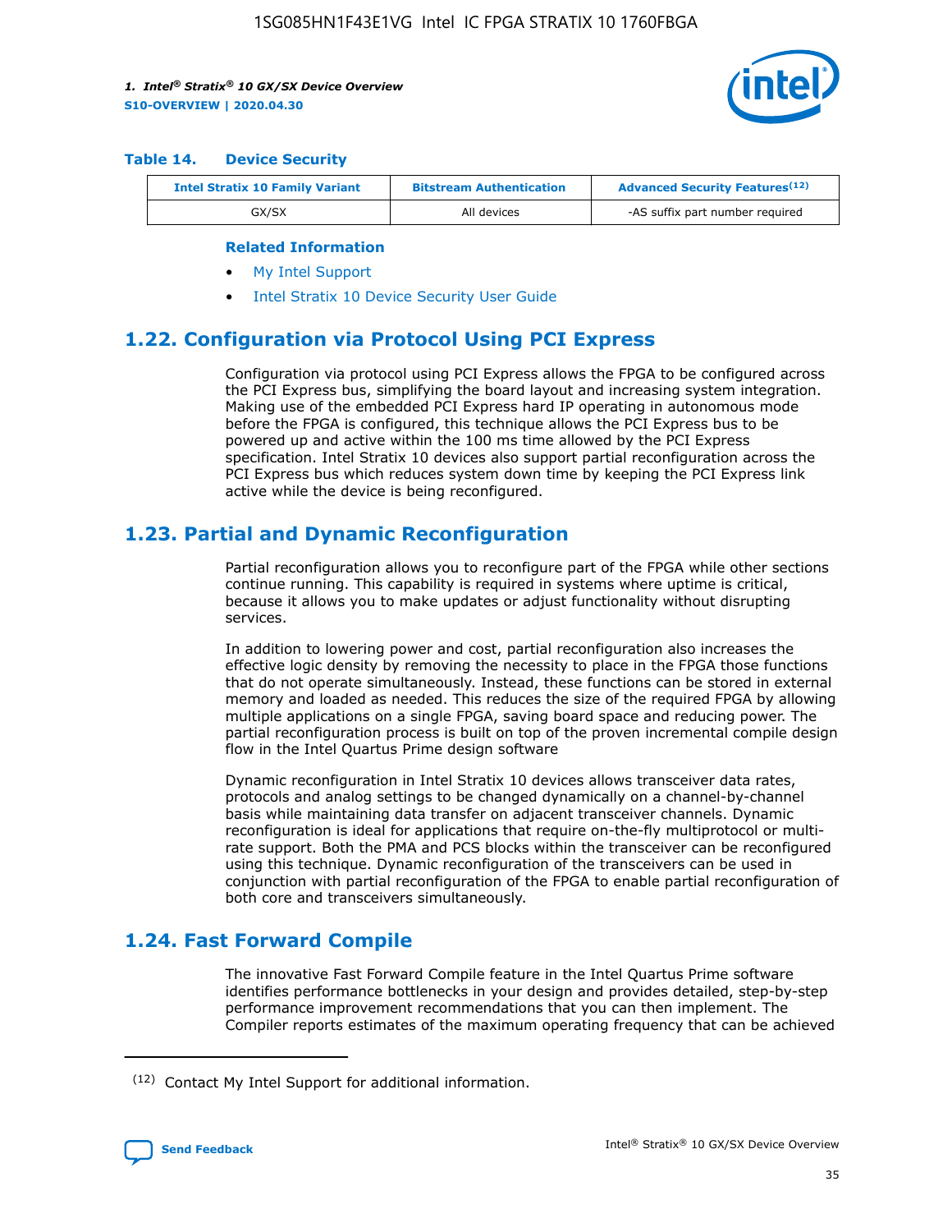#### Table 14. Device Security

| Intel Stratix 10 Family Variant | Bitstream Authentication | Advanced Security Features[12] |
| --- | --- | --- |
| GX/SX | All devices | -AS suffix part number required |

**Related Information**

- My Intel Support
- Intel Stratix 10 Device Security User Guide

## 1.22. Configuration via Protocol Using PCI Express

Configuration via protocol using PCI Express allows the FPGA to be configured across the PCI Express bus, simplifying the board layout and increasing system integration. Making use of the embedded PCI Express hard IP operating in autonomous mode before the FPGA is configured, this technique allows the PCI Express bus to be powered up and active within the 100 ms time allowed by the PCI Express specification. Intel Stratix 10 devices also support partial reconfiguration across the PCI Express bus which reduces system down time by keeping the PCI Express link active while the device is being reconfigured.

## 1.23. Partial and Dynamic Reconfiguration

Partial reconfiguration allows you to reconfigure part of the FPGA while other sections continue running. This capability is required in systems where uptime is critical, because it allows you to make updates or adjust functionality without disrupting services.

In addition to lowering power and cost, partial reconfiguration also increases the effective logic density by removing the necessity to place in the FPGA those functions that do not operate simultaneously. Instead, these functions can be stored in external memory and loaded as needed. This reduces the size of the required FPGA by allowing multiple applications on a single FPGA, saving board space and reducing power. The partial reconfiguration process is built on top of the proven incremental compile design flow in the Intel Quartus Prime design software

Dynamic reconfiguration in Intel Stratix 10 devices allows transceiver data rates, protocols and analog settings to be changed dynamically on a channel-by-channel basis while maintaining data transfer on adjacent transceiver channels. Dynamic reconfiguration is ideal for applications that require on-the-fly multiprotocol or multi-rate support. Both the PMA and PCS blocks within the transceiver can be reconfigured using this technique. Dynamic reconfiguration of the transceivers can be used in conjunction with partial reconfiguration of the FPGA to enable partial reconfiguration of both core and transceivers simultaneously.

## 1.24. Fast Forward Compile

The innovative Fast Forward Compile feature in the Intel Quartus Prime software identifies performance bottlenecks in your design and provides detailed, step-by-step performance improvement recommendations that you can then implement. The Compiler reports estimates of the maximum operating frequency that can be achieved

[12] Contact My Intel Support for additional information.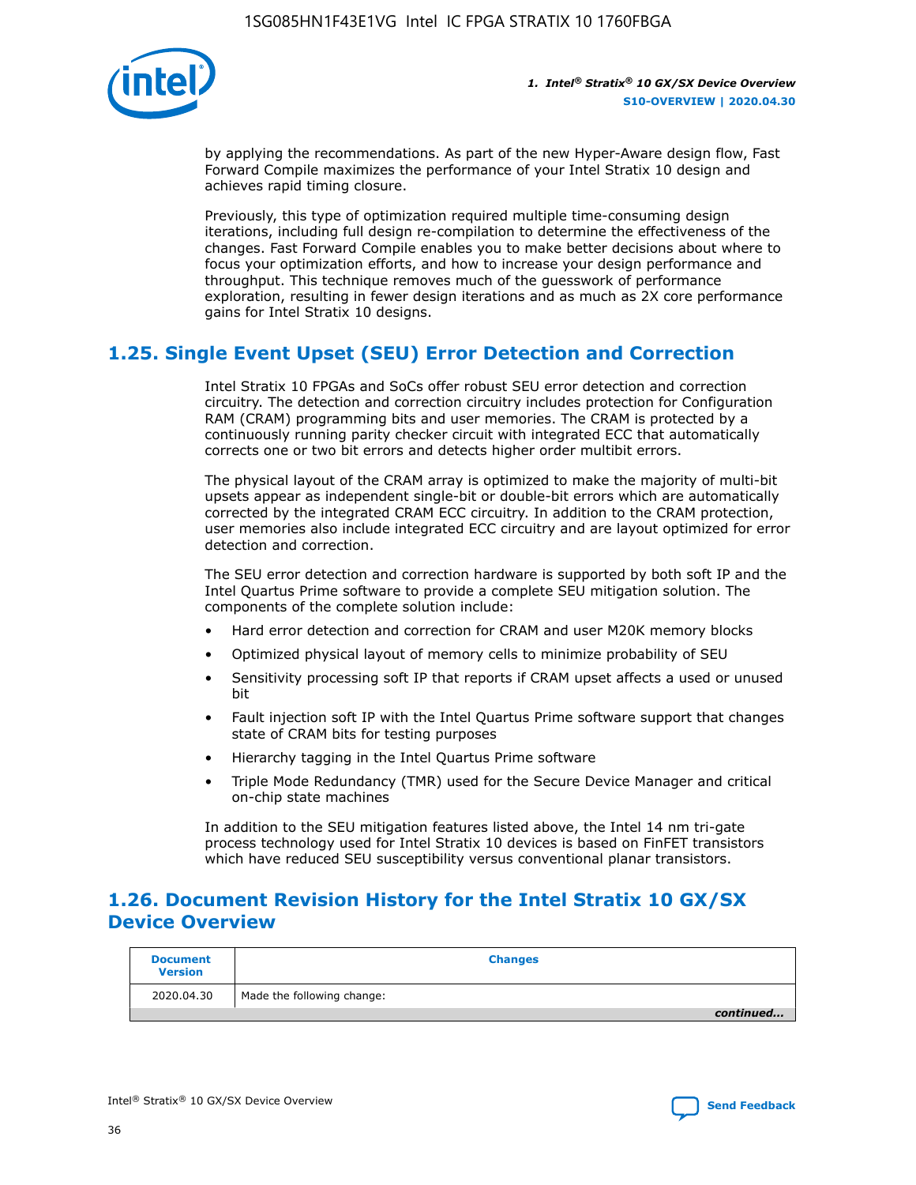by applying the recommendations. As part of the new Hyper-Aware design flow, Fast Forward Compile maximizes the performance of your Intel Stratix 10 design and achieves rapid timing closure.

Previously, this type of optimization required multiple time-consuming design iterations, including full design re-compilation to determine the effectiveness of the changes. Fast Forward Compile enables you to make better decisions about where to focus your optimization efforts, and how to increase your design performance and throughput. This technique removes much of the guesswork of performance exploration, resulting in fewer design iterations and as much as 2X core performance gains for Intel Stratix 10 designs.

## 1.25. Single Event Upset (SEU) Error Detection and Correction

Intel Stratix 10 FPGAs and SoCs offer robust SEU error detection and correction circuitry. The detection and correction circuitry includes protection for Configuration RAM (CRAM) programming bits and user memories. The CRAM is protected by a continuously running parity checker circuit with integrated ECC that automatically corrects one or two bit errors and detects higher order multibit errors.

The physical layout of the CRAM array is optimized to make the majority of multi-bit upsets appear as independent single-bit or double-bit errors which are automatically corrected by the integrated CRAM ECC circuitry. In addition to the CRAM protection, user memories also include integrated ECC circuitry and are layout optimized for error detection and correction.

The SEU error detection and correction hardware is supported by both soft IP and the Intel Quartus Prime software to provide a complete SEU mitigation solution. The components of the complete solution include:

- Hard error detection and correction for CRAM and user M20K memory blocks
- Optimized physical layout of memory cells to minimize probability of SEU
- Sensitivity processing soft IP that reports if CRAM upset affects a used or unused bit
- Fault injection soft IP with the Intel Quartus Prime software support that changes state of CRAM bits for testing purposes
- Hierarchy tagging in the Intel Quartus Prime software
- Triple Mode Redundancy (TMR) used for the Secure Device Manager and critical on-chip state machines

In addition to the SEU mitigation features listed above, the Intel 14 nm tri-gate process technology used for Intel Stratix 10 devices is based on FinFET transistors which have reduced SEU susceptibility versus conventional planar transistors.

## 1.26. Document Revision History for the Intel Stratix 10 GX/SX Device Overview

| Document Version | Changes |
| --- | --- |
| 2020.04.30 | Made the following change: |

*continued...*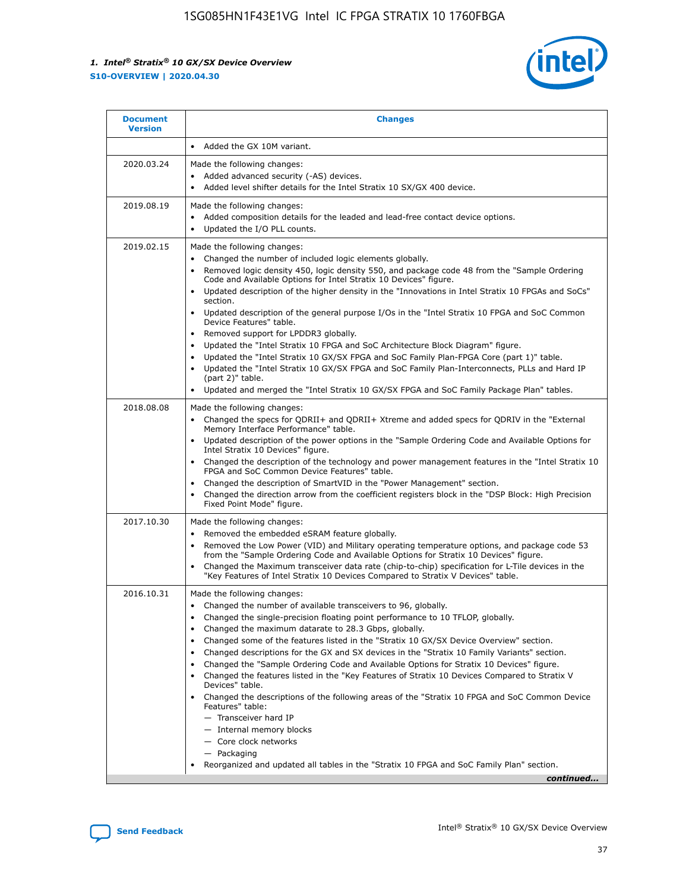| Document Version | Changes |
| --- | --- |
| | • Added the GX 10M variant. |
| 2020.03.24 | Made the following changes:<br>• Added advanced security (-AS) devices.<br>• Added level shifter details for the Intel Stratix 10 SX/GX 400 device. |
| 2019.08.19 | Made the following changes:<br>• Added composition details for the leaded and lead-free contact device options.<br>• Updated the I/O PLL counts. |
| 2019.02.15 | Made the following changes:<br>• Changed the number of included logic elements globally.<br>• Removed logic density 450, logic density 550, and package code 48 from the "Sample Ordering Code and Available Options for Intel Stratix 10 Devices" figure.<br>• Updated description of the higher density in the "Innovations in Intel Stratix 10 FPGAs and SoCs" section.<br>• Updated description of the general purpose I/Os in the "Intel Stratix 10 FPGA and SoC Common Device Features" table.<br>• Removed support for LPDDR3 globally.<br>• Updated the "Intel Stratix 10 FPGA and SoC Architecture Block Diagram" figure.<br>• Updated the "Intel Stratix 10 GX/SX FPGA and SoC Family Plan-FPGA Core (part 1)" table.<br>• Updated the "Intel Stratix 10 GX/SX FPGA and SoC Family Plan-Interconnects, PLLs and Hard IP (part 2)" table.<br>• Updated and merged the "Intel Stratix 10 GX/SX FPGA and SoC Family Package Plan" tables. |
| 2018.08.08 | Made the following changes:<br>• Changed the specs for QDRII+ and QDRII+ Xtreme and added specs for QDRIV in the "External Memory Interface Performance" table.<br>• Updated description of the power options in the "Sample Ordering Code and Available Options for Intel Stratix 10 Devices" figure.<br>• Changed the description of the technology and power management features in the "Intel Stratix 10 FPGA and SoC Common Device Features" table.<br>• Changed the description of SmartVID in the "Power Management" section.<br>• Changed the direction arrow from the coefficient registers block in the "DSP Block: High Precision Fixed Point Mode" figure. |
| 2017.10.30 | Made the following changes:<br>• Removed the embedded eSRAM feature globally.<br>• Removed the Low Power (VID) and Military operating temperature options, and package code 53 from the "Sample Ordering Code and Available Options for Stratix 10 Devices" figure.<br>• Changed the Maximum transceiver data rate (chip-to-chip) specification for L-Tile devices in the "Key Features of Intel Stratix 10 Devices Compared to Stratix V Devices" table. |
| 2016.10.31 | Made the following changes:<br>• Changed the number of available transceivers to 96, globally.<br>• Changed the single-precision floating point performance to 10 TFLOP, globally.<br>• Changed the maximum datarate to 28.3 Gbps, globally.<br>• Changed some of the features listed in the "Stratix 10 GX/SX Device Overview" section.<br>• Changed descriptions for the GX and SX devices in the "Stratix 10 Family Variants" section.<br>• Changed the "Sample Ordering Code and Available Options for Stratix 10 Devices" figure.<br>• Changed the features listed in the "Key Features of Stratix 10 Devices Compared to Stratix V Devices" table.<br>• Changed the descriptions of the following areas of the "Stratix 10 FPGA and SoC Common Device Features" table:<br>— Transceiver hard IP<br>— Internal memory blocks<br>— Core clock networks<br>— Packaging<br>• Reorganized and updated all tables in the "Stratix 10 FPGA and SoC Family Plan" section. |

*continued...*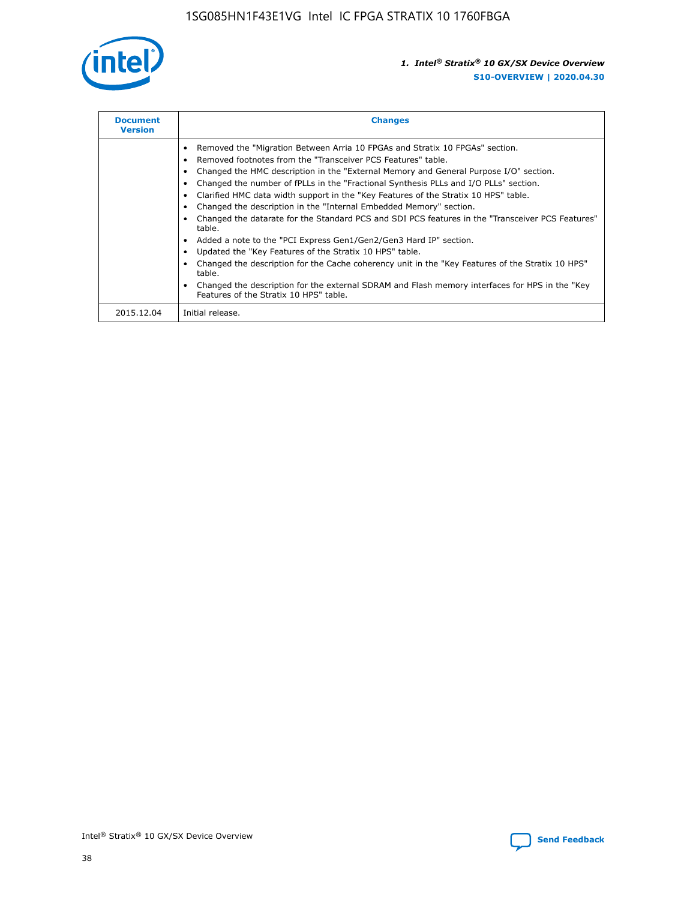| Document Version | Changes |
| --- | --- |
| | • Removed the "Migration Between Arria 10 FPGAs and Stratix 10 FPGAs" section.<br>• Removed footnotes from the "Transceiver PCS Features" table.<br>• Changed the HMC description in the "External Memory and General Purpose I/O" section.<br>• Changed the number of fPLLs in the "Fractional Synthesis PLLs and I/O PLLs" section.<br>• Clarified HMC data width support in the "Key Features of the Stratix 10 HPS" table.<br>• Changed the description in the "Internal Embedded Memory" section.<br>• Changed the datarate for the Standard PCS and SDI PCS features in the "Transceiver PCS Features" table.<br>• Added a note to the "PCI Express Gen1/Gen2/Gen3 Hard IP" section.<br>• Updated the "Key Features of the Stratix 10 HPS" table.<br>• Changed the description for the Cache coherency unit in the "Key Features of the Stratix 10 HPS" table.<br>• Changed the description for the external SDRAM and Flash memory interfaces for HPS in the "Key Features of the Stratix 10 HPS" table. |
| 2015.12.04 | Initial release. |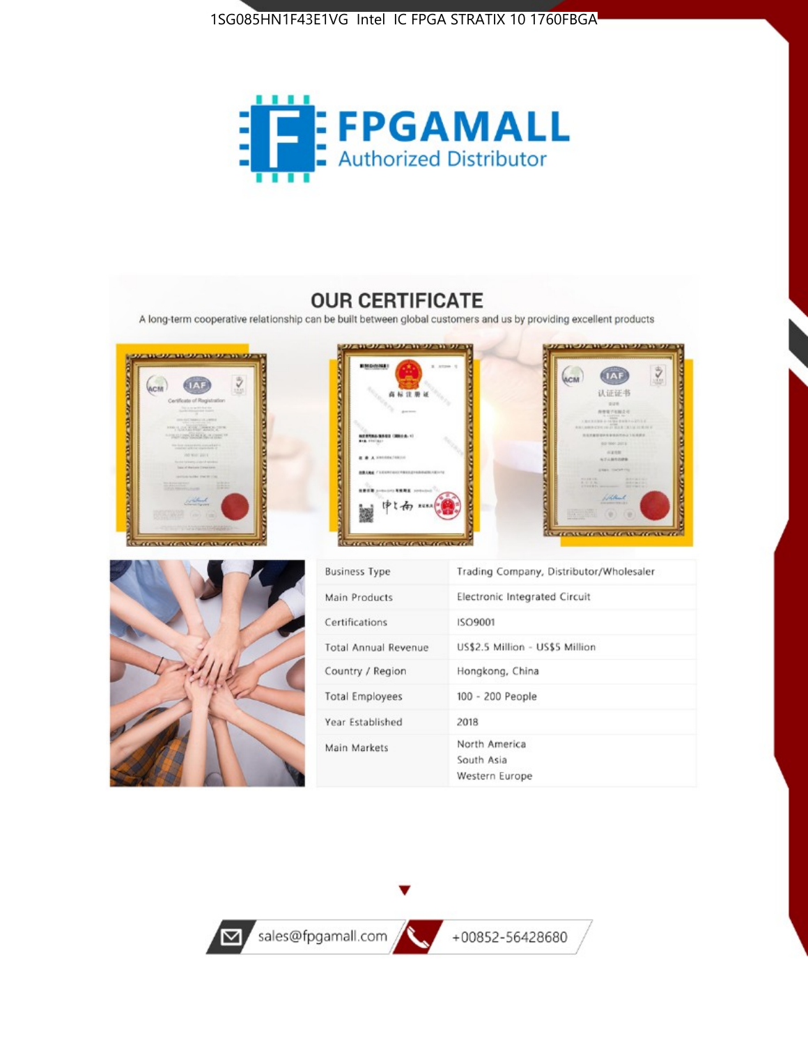FPGAMALL
Authorized Distributor

## OUR CERTIFICATE

A long-term cooperative relationship can be built between global customers and us by providing excellent products

| | |
|---|---|
| Business Type | Trading Company, Distributor/Wholesaler |
| Main Products | Electronic Integrated Circuit |
| Certifications | ISO9001 |
| Total Annual Revenue | US$2.5 Million - US$5 Million |
| Country / Region | Hongkong, China |
| Total Employees | 100 - 200 People |
| Year Established | 2018 |
| Main Markets | North America<br>South Asia<br>Western Europe |

sales@fpgamall.com

+00852-56428680